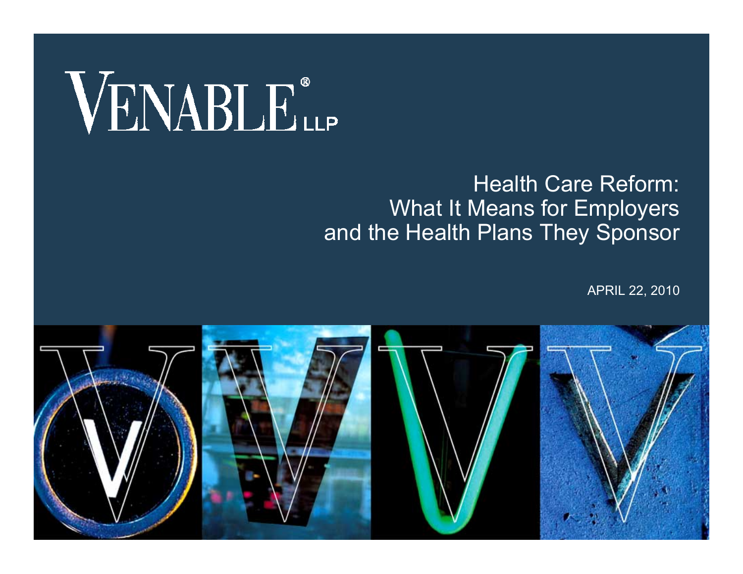VENABLE® LLP

# Health Care Reform: What It Means for Employers and the Health Plans They Sponsor

APRIL 22, 2010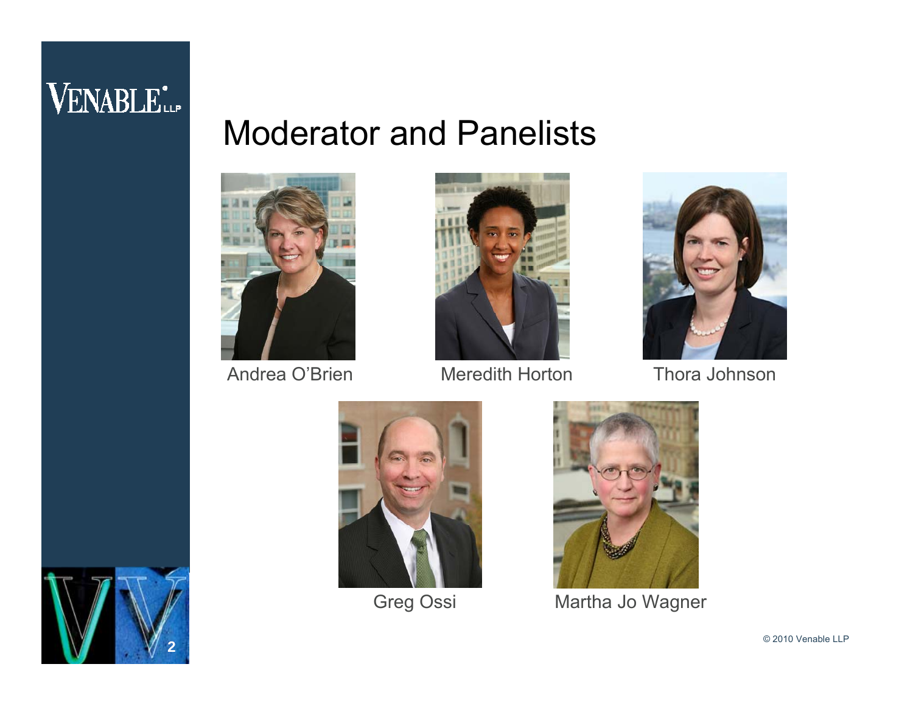# Moderator and Panelists

Andrea O'Brien

Meredith Horton

Thora Johnson

Greg Ossi

Martha Jo Wagner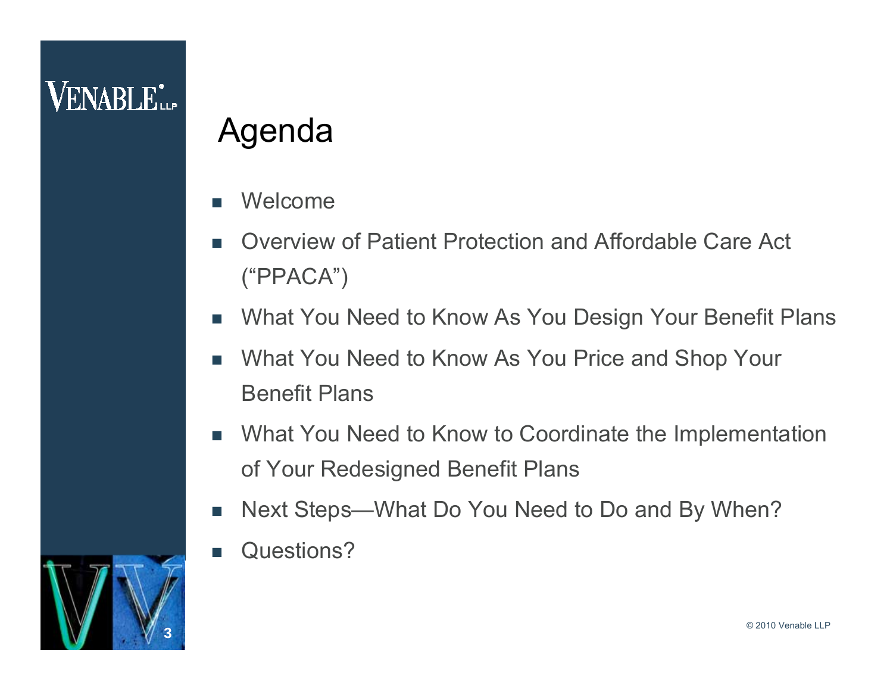# Agenda

- Welcome
- Overview of Patient Protection and Affordable Care Act ("PPACA")
- What You Need to Know As You Design Your Benefit Plans
- What You Need to Know As You Price and Shop Your Benefit Plans
- What You Need to Know to Coordinate the Implementation of Your Redesigned Benefit Plans
- Next Steps—What Do You Need to Do and By When?
- Questions?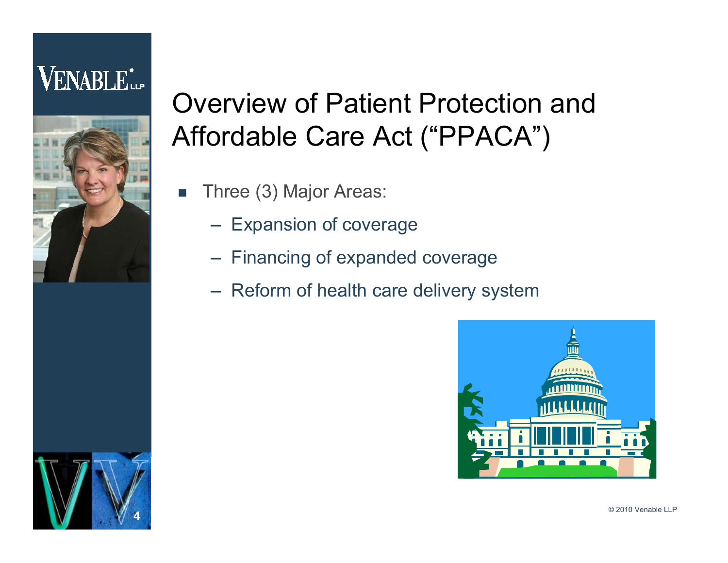# Overview of Patient Protection and Affordable Care Act ("PPACA")

- Three (3) Major Areas:
  - Expansion of coverage
  - Financing of expanded coverage
  - Reform of health care delivery system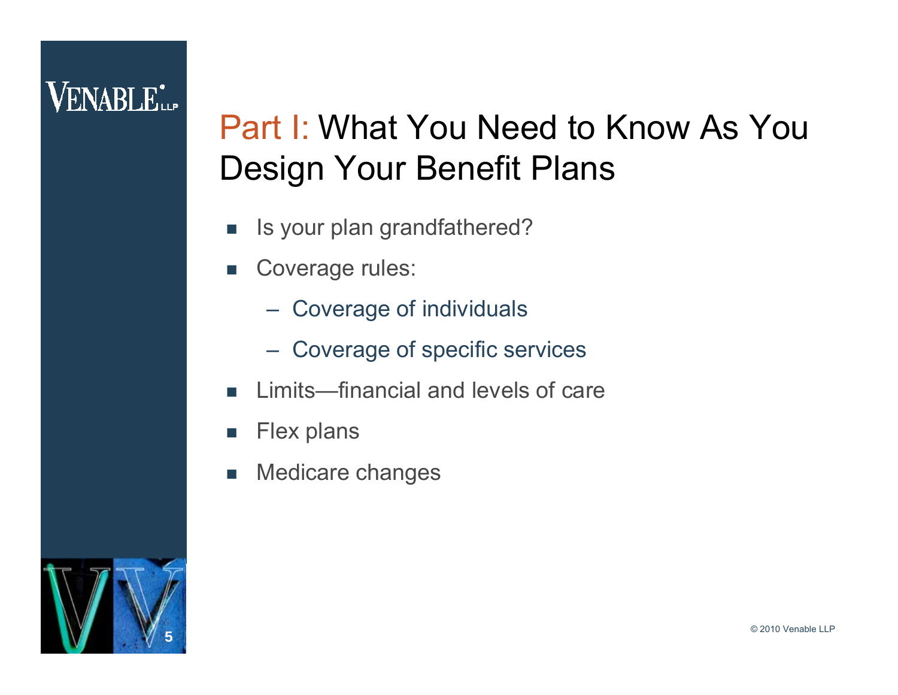# Part I: What You Need to Know As You Design Your Benefit Plans

- Is your plan grandfathered?
- Coverage rules:
  - Coverage of individuals
  - Coverage of specific services
- Limits—financial and levels of care
- Flex plans
- Medicare changes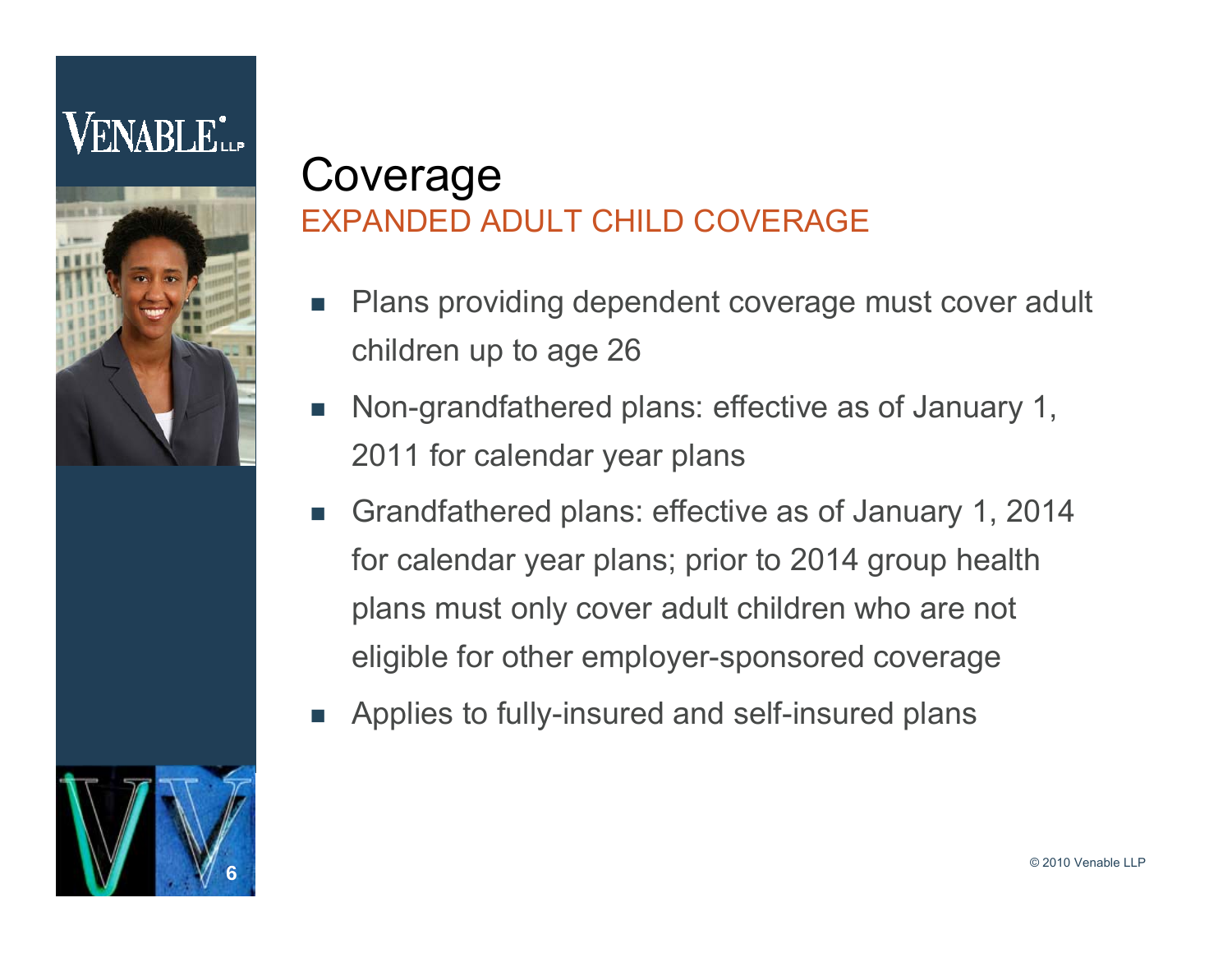# Coverage

## EXPANDED ADULT CHILD COVERAGE

- Plans providing dependent coverage must cover adult children up to age 26
- Non-grandfathered plans: effective as of January 1, 2011 for calendar year plans
- Grandfathered plans: effective as of January 1, 2014 for calendar year plans; prior to 2014 group health plans must only cover adult children who are not eligible for other employer-sponsored coverage
- Applies to fully-insured and self-insured plans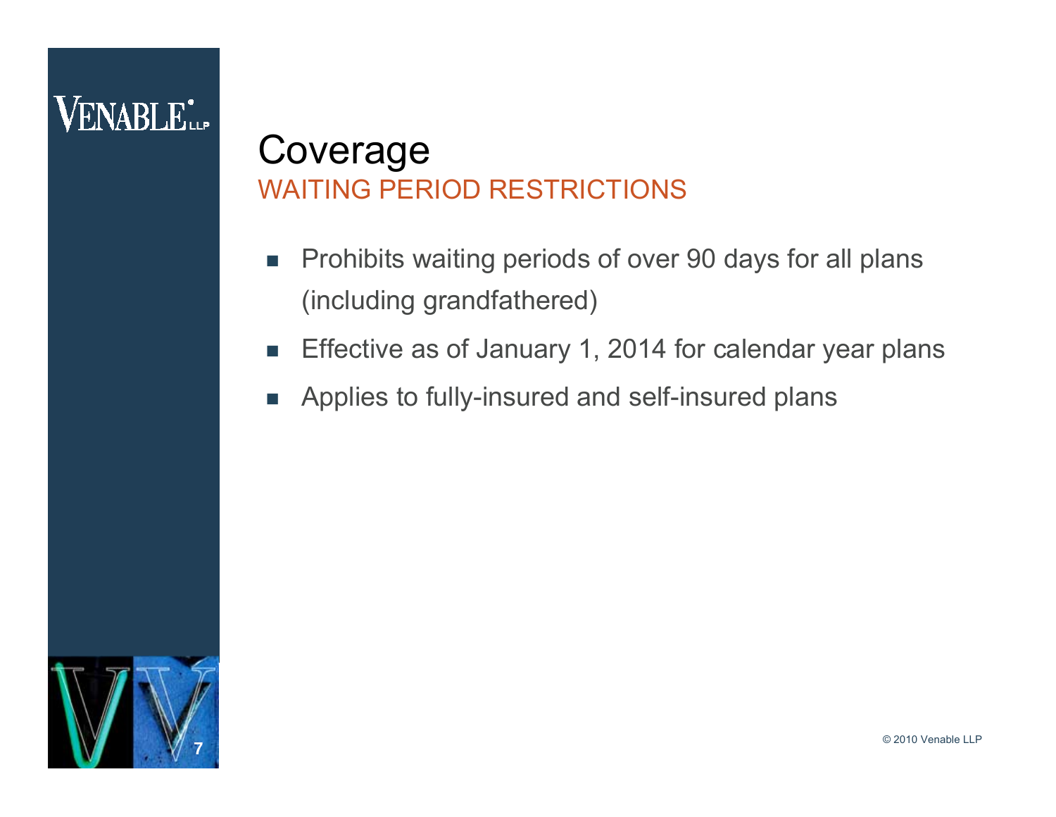# Coverage

## WAITING PERIOD RESTRICTIONS

- Prohibits waiting periods of over 90 days for all plans (including grandfathered)
- Effective as of January 1, 2014 for calendar year plans
- Applies to fully-insured and self-insured plans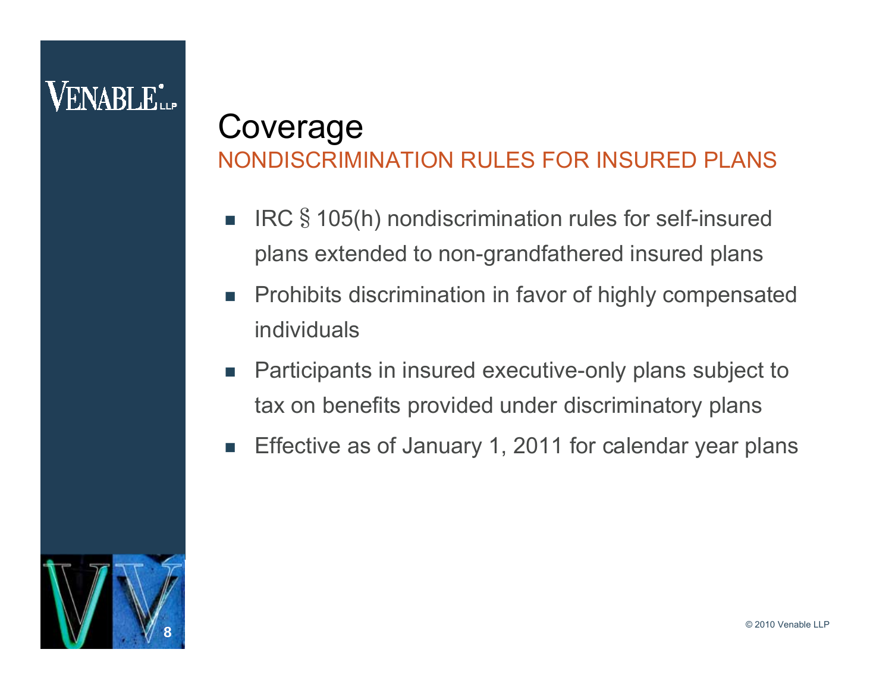## Coverage

### NONDISCRIMINATION RULES FOR INSURED PLANS

- IRC § 105(h) nondiscrimination rules for self-insured plans extended to non-grandfathered insured plans
- Prohibits discrimination in favor of highly compensated individuals
- Participants in insured executive-only plans subject to tax on benefits provided under discriminatory plans
- Effective as of January 1, 2011 for calendar year plans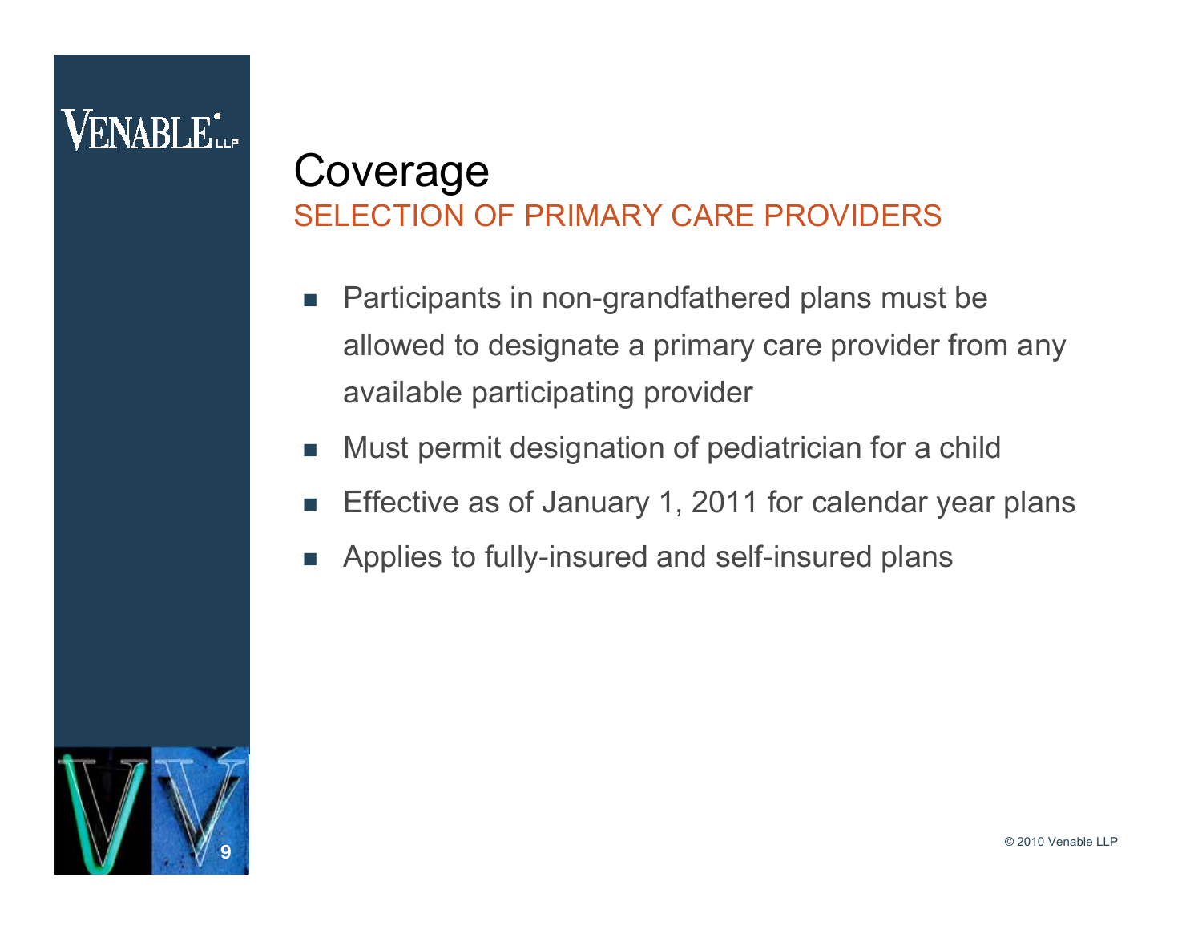# Coverage

## SELECTION OF PRIMARY CARE PROVIDERS

- Participants in non-grandfathered plans must be allowed to designate a primary care provider from any available participating provider
- Must permit designation of pediatrician for a child
- Effective as of January 1, 2011 for calendar year plans
- Applies to fully-insured and self-insured plans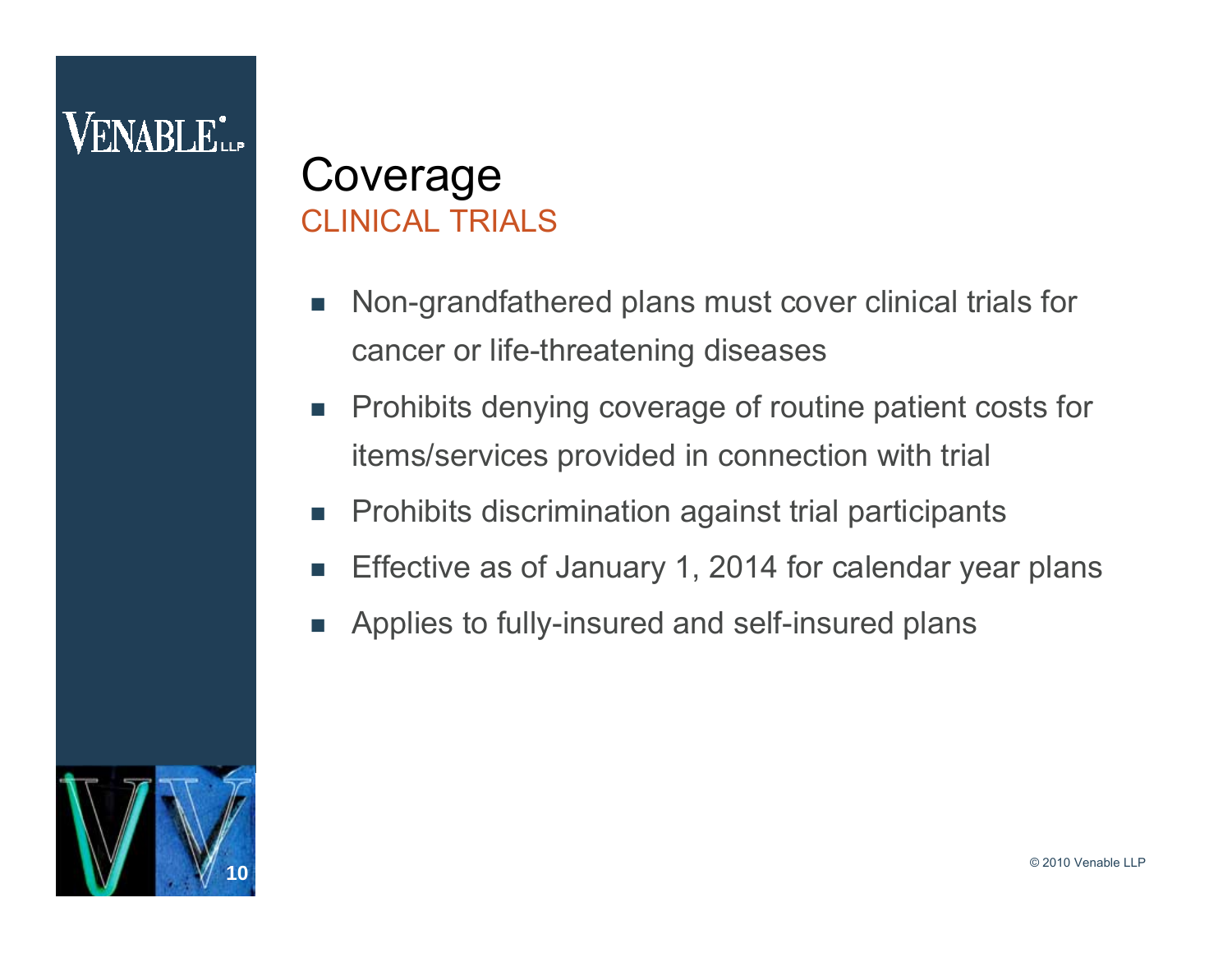## Coverage

### CLINICAL TRIALS

- Non-grandfathered plans must cover clinical trials for cancer or life-threatening diseases
- Prohibits denying coverage of routine patient costs for items/services provided in connection with trial
- Prohibits discrimination against trial participants
- Effective as of January 1, 2014 for calendar year plans
- Applies to fully-insured and self-insured plans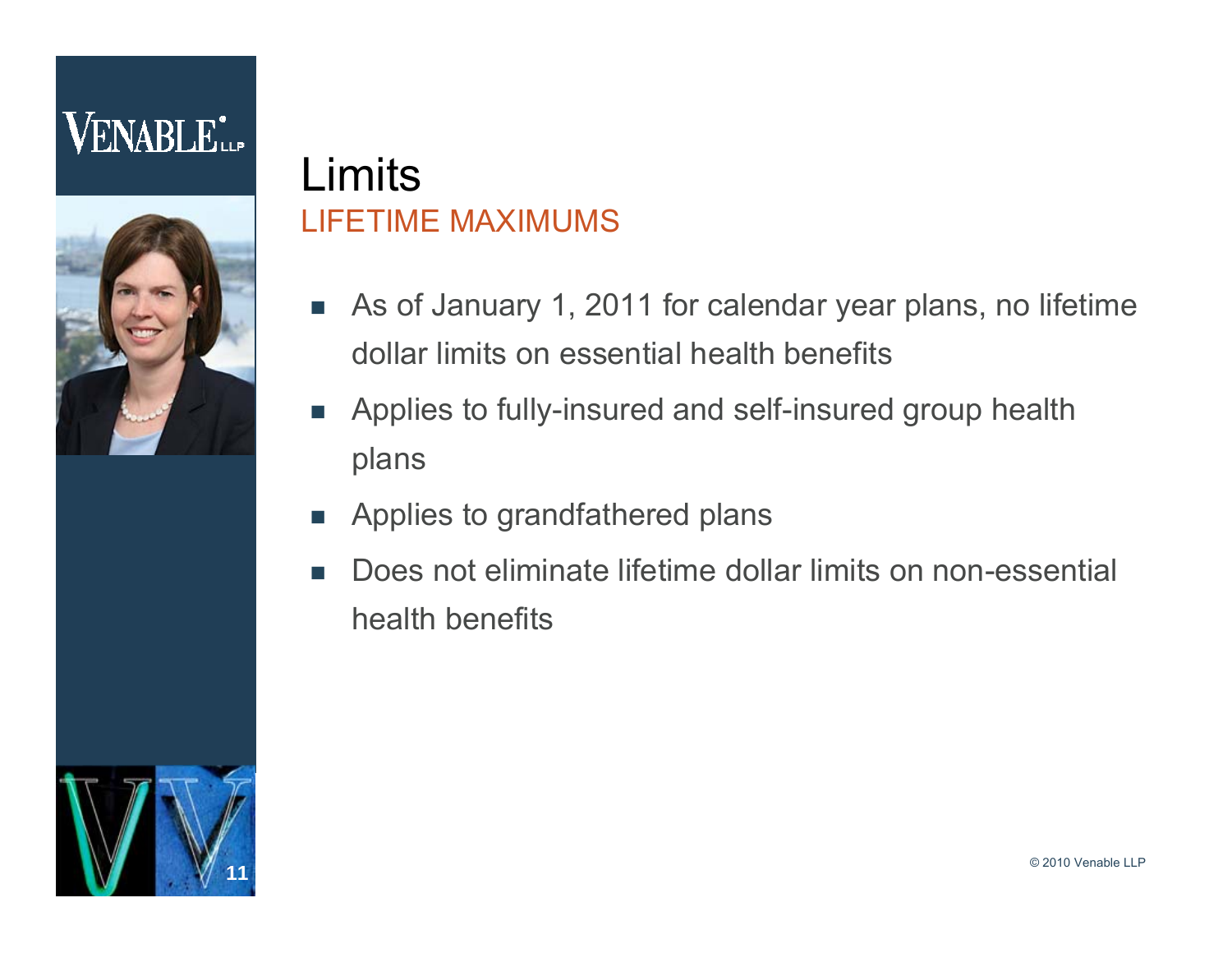# Limits

## LIFETIME MAXIMUMS

- As of January 1, 2011 for calendar year plans, no lifetime dollar limits on essential health benefits
- Applies to fully-insured and self-insured group health plans
- Applies to grandfathered plans
- Does not eliminate lifetime dollar limits on non-essential health benefits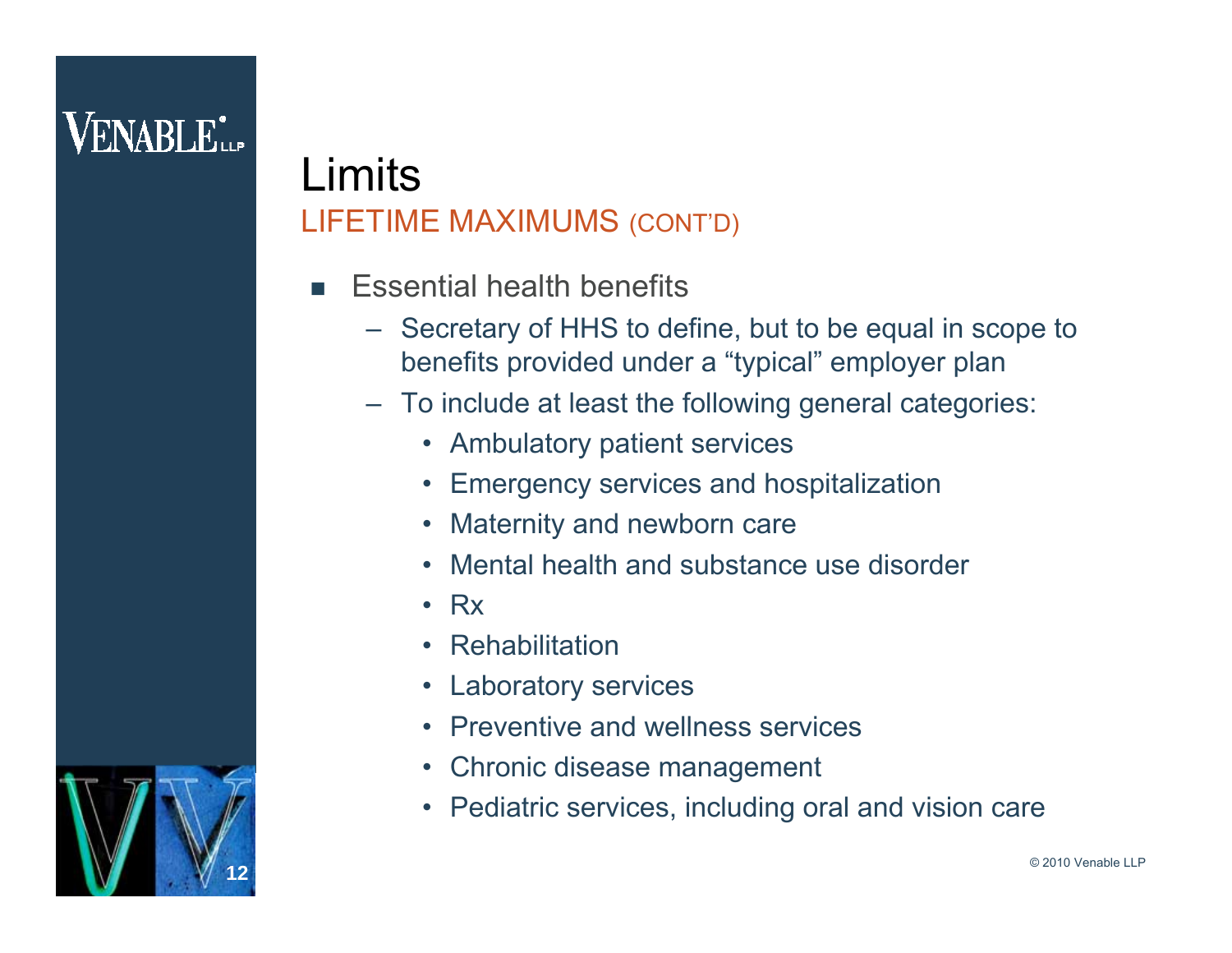# Limits

## LIFETIME MAXIMUMS (CONT'D)

- Essential health benefits
  - Secretary of HHS to define, but to be equal in scope to benefits provided under a "typical" employer plan
  - To include at least the following general categories:
    - Ambulatory patient services
    - Emergency services and hospitalization
    - Maternity and newborn care
    - Mental health and substance use disorder
    - Rx
    - Rehabilitation
    - Laboratory services
    - Preventive and wellness services
    - Chronic disease management
    - Pediatric services, including oral and vision care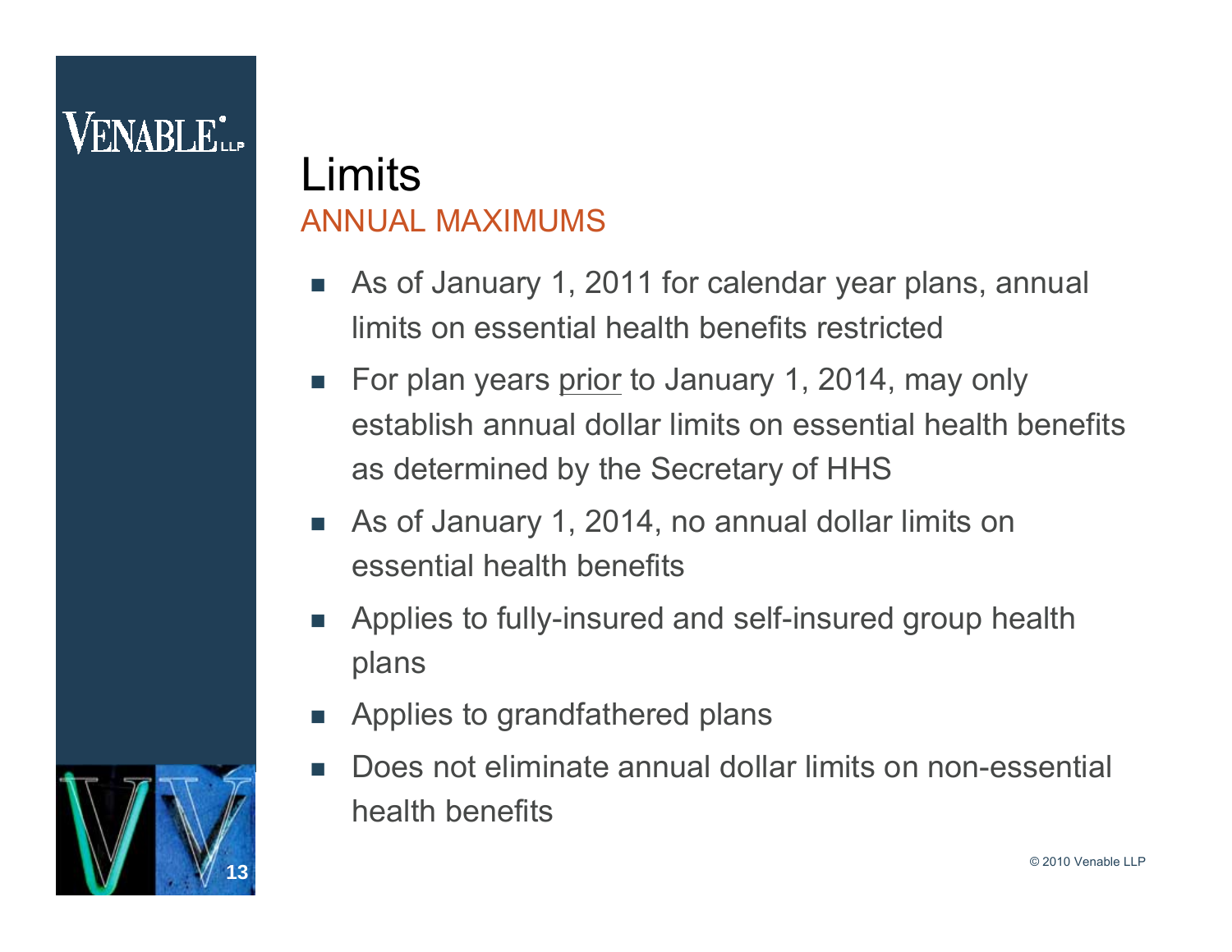# Limits

## ANNUAL MAXIMUMS

- As of January 1, 2011 for calendar year plans, annual limits on essential health benefits restricted
- For plan years <u>prior</u> to January 1, 2014, may only establish annual dollar limits on essential health benefits as determined by the Secretary of HHS
- As of January 1, 2014, no annual dollar limits on essential health benefits
- Applies to fully-insured and self-insured group health plans
- Applies to grandfathered plans
- Does not eliminate annual dollar limits on non-essential health benefits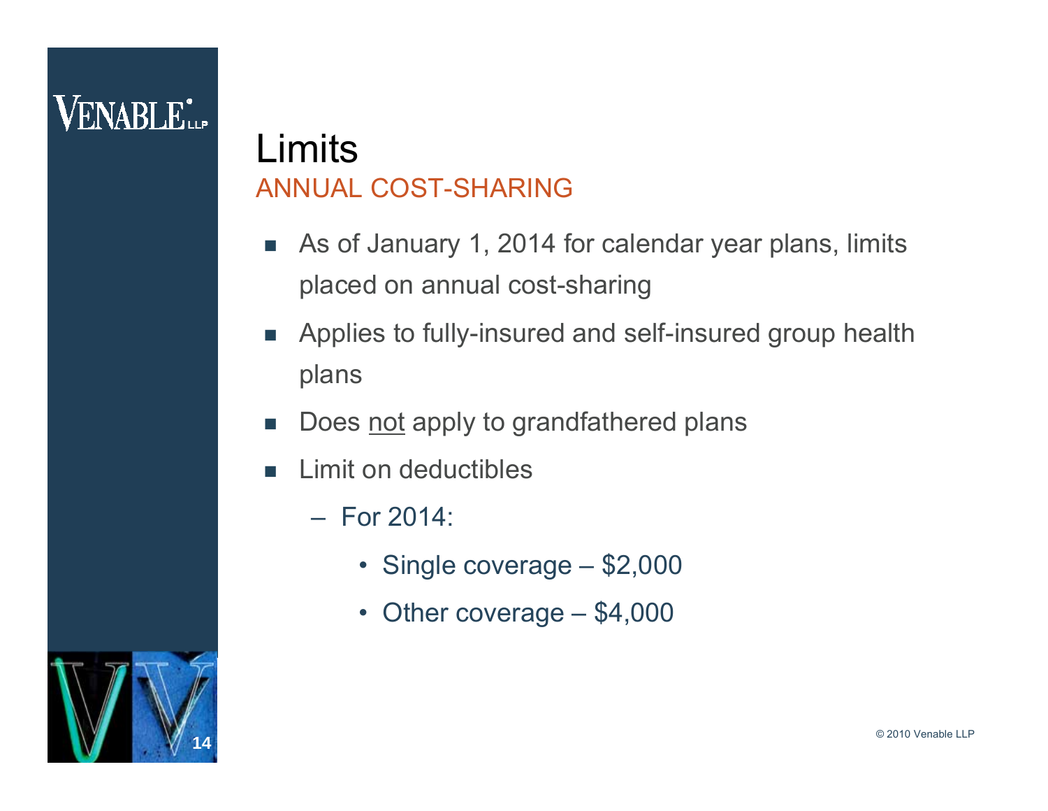# Limits

## ANNUAL COST-SHARING

- As of January 1, 2014 for calendar year plans, limits placed on annual cost-sharing
- Applies to fully-insured and self-insured group health plans
- Does <u>not</u> apply to grandfathered plans
- Limit on deductibles
  - For 2014:
    - Single coverage – $2,000
    - Other coverage – $4,000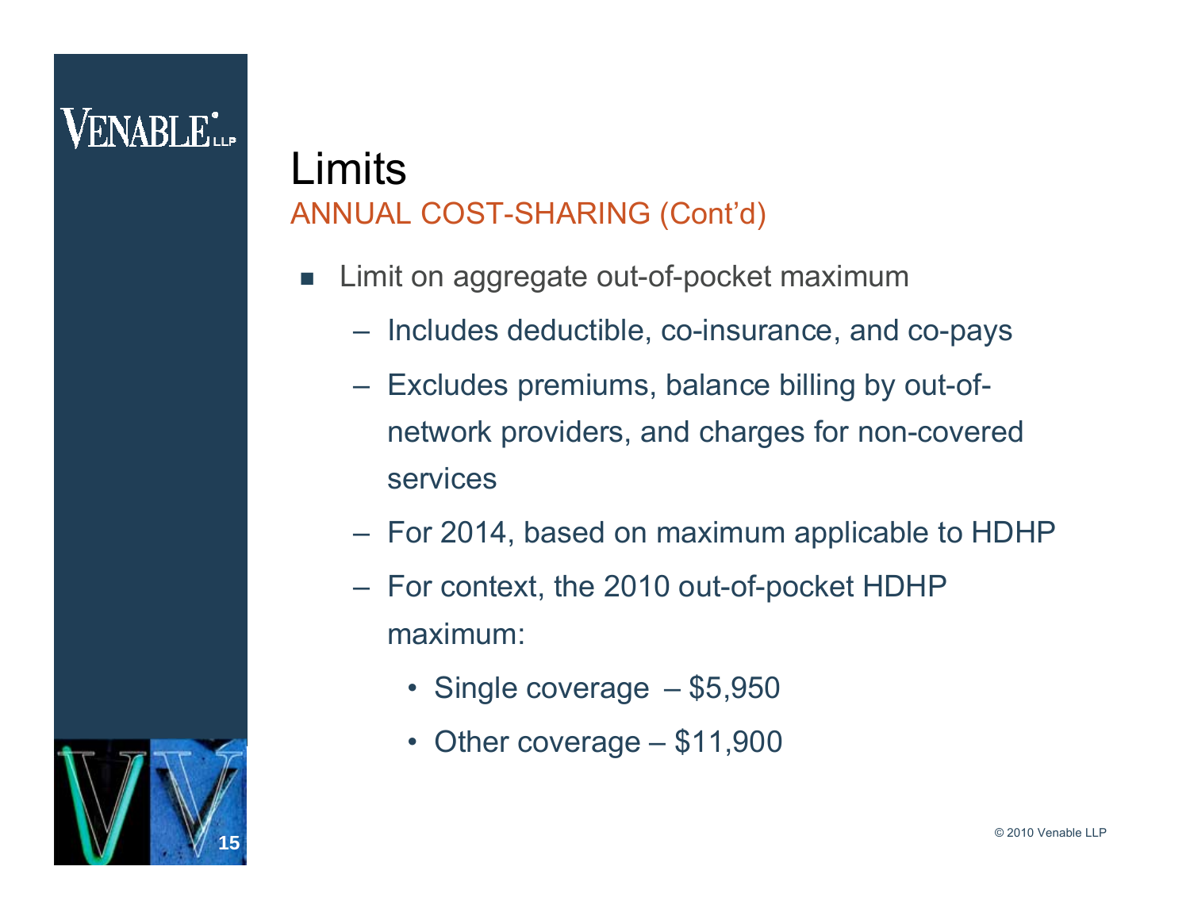# Limits

## ANNUAL COST-SHARING (Cont'd)

- Limit on aggregate out-of-pocket maximum
  - Includes deductible, co-insurance, and co-pays
  - Excludes premiums, balance billing by out-of-network providers, and charges for non-covered services
  - For 2014, based on maximum applicable to HDHP
  - For context, the 2010 out-of-pocket HDHP maximum:
    - Single coverage – $5,950
    - Other coverage – $11,900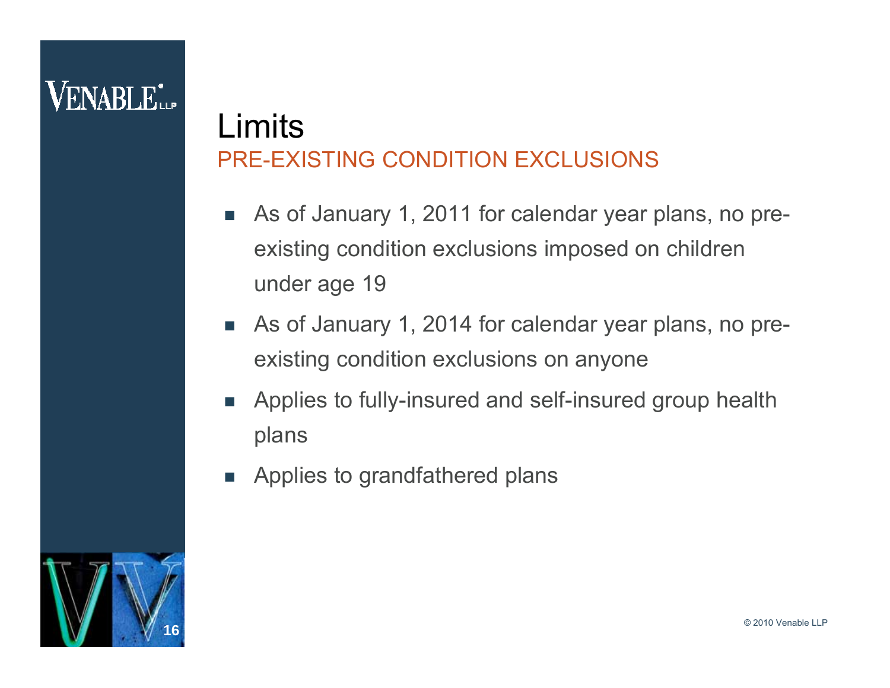# Limits

## PRE-EXISTING CONDITION EXCLUSIONS

- As of January 1, 2011 for calendar year plans, no pre-existing condition exclusions imposed on children under age 19
- As of January 1, 2014 for calendar year plans, no pre-existing condition exclusions on anyone
- Applies to fully-insured and self-insured group health plans
- Applies to grandfathered plans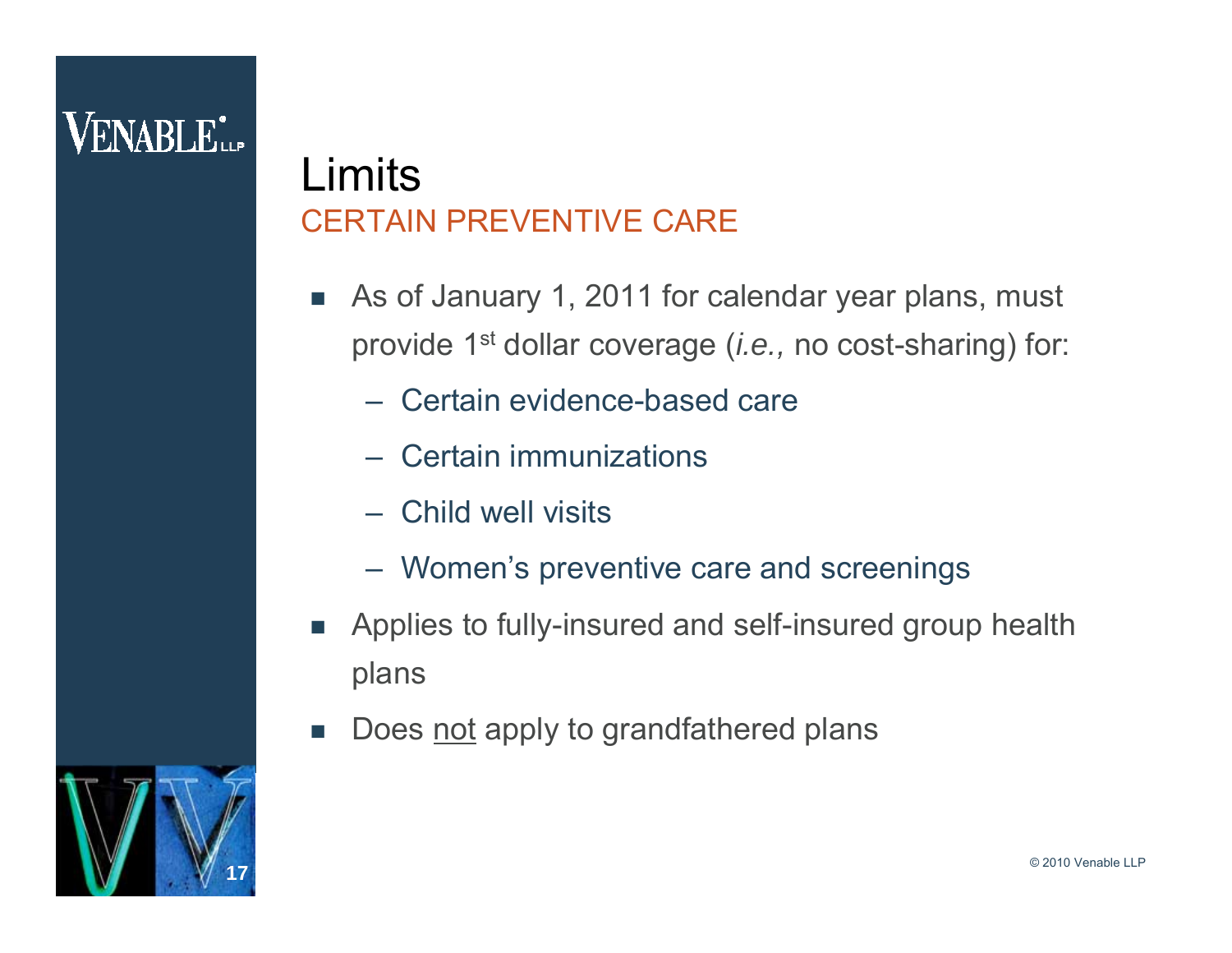# Limits

## CERTAIN PREVENTIVE CARE

- As of January 1, 2011 for calendar year plans, must provide 1st dollar coverage (*i.e.,* no cost-sharing) for:
  - Certain evidence-based care
  - Certain immunizations
  - Child well visits
  - Women's preventive care and screenings
- Applies to fully-insured and self-insured group health plans
- Does <u>not</u> apply to grandfathered plans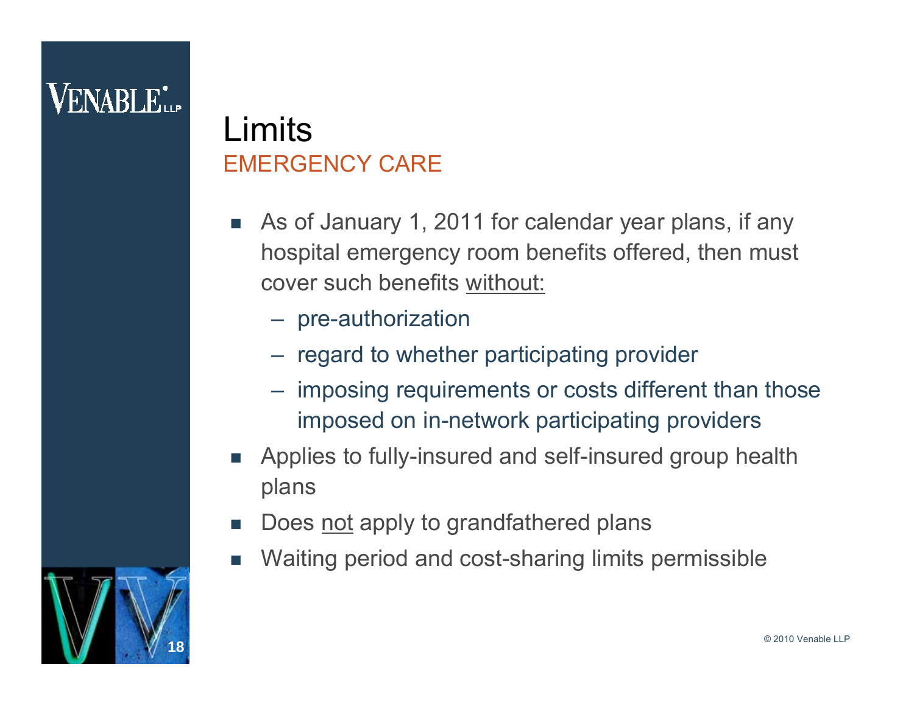# Limits

## EMERGENCY CARE

- As of January 1, 2011 for calendar year plans, if any hospital emergency room benefits offered, then must cover such benefits <u>without:</u>
  - pre-authorization
  - regard to whether participating provider
  - imposing requirements or costs different than those imposed on in-network participating providers
- Applies to fully-insured and self-insured group health plans
- Does <u>not</u> apply to grandfathered plans
- Waiting period and cost-sharing limits permissible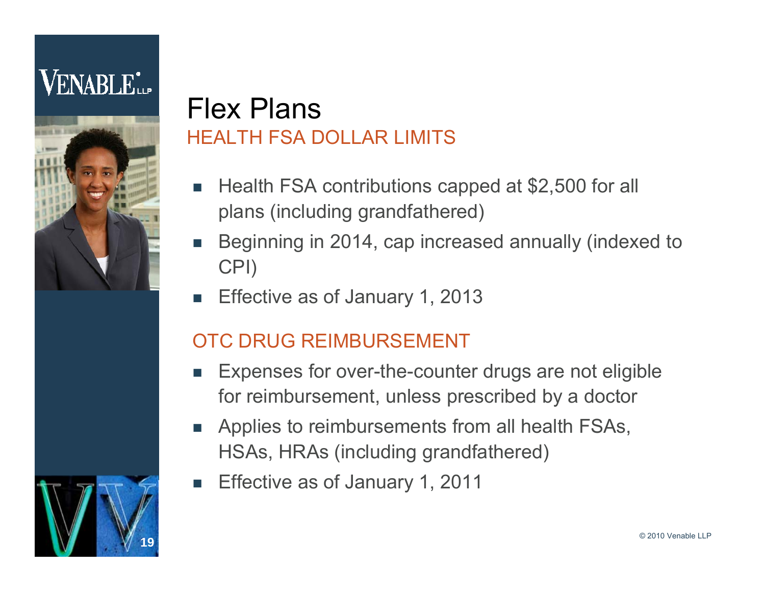# Flex Plans

## HEALTH FSA DOLLAR LIMITS

- Health FSA contributions capped at $2,500 for all plans (including grandfathered)
- Beginning in 2014, cap increased annually (indexed to CPI)
- Effective as of January 1, 2013

## OTC DRUG REIMBURSEMENT

- Expenses for over-the-counter drugs are not eligible for reimbursement, unless prescribed by a doctor
- Applies to reimbursements from all health FSAs, HSAs, HRAs (including grandfathered)
- Effective as of January 1, 2011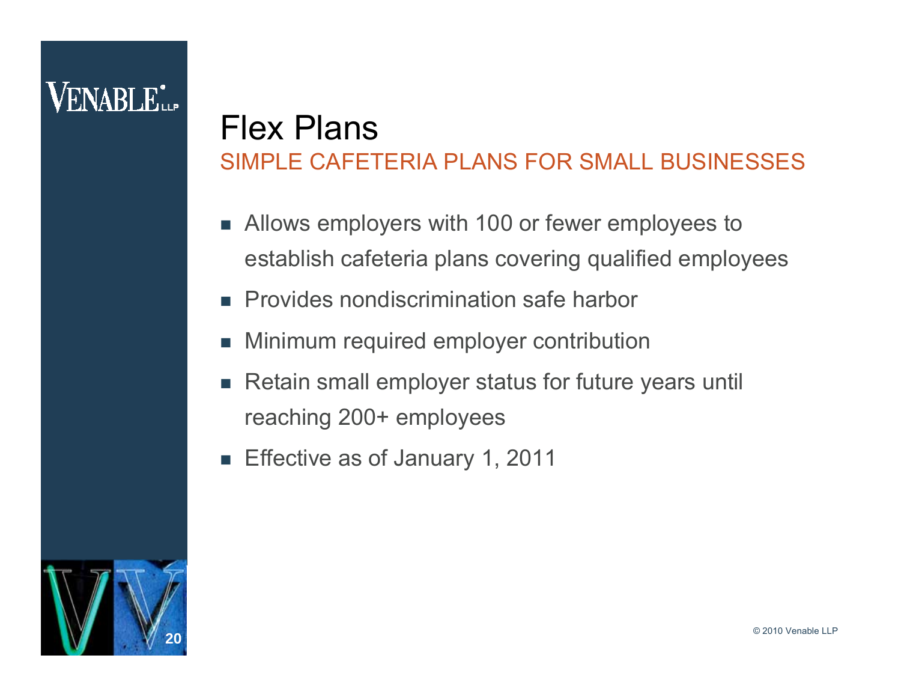# Flex Plans

## SIMPLE CAFETERIA PLANS FOR SMALL BUSINESSES

- Allows employers with 100 or fewer employees to establish cafeteria plans covering qualified employees
- Provides nondiscrimination safe harbor
- Minimum required employer contribution
- Retain small employer status for future years until reaching 200+ employees
- Effective as of January 1, 2011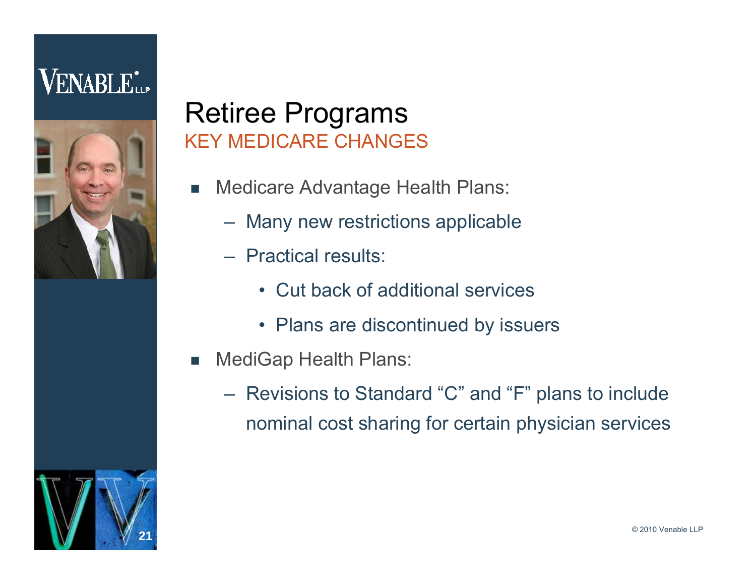# Retiree Programs

## KEY MEDICARE CHANGES

- Medicare Advantage Health Plans:
  - Many new restrictions applicable
  - Practical results:
    - Cut back of additional services
    - Plans are discontinued by issuers
- MediGap Health Plans:
  - Revisions to Standard "C" and "F" plans to include nominal cost sharing for certain physician services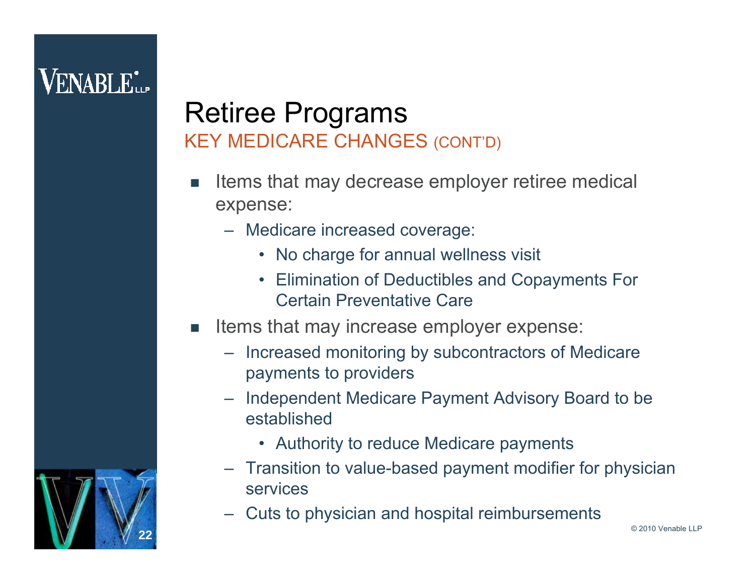# Retiree Programs

## KEY MEDICARE CHANGES (CONT'D)

- Items that may decrease employer retiree medical expense:
  - Medicare increased coverage:
    - No charge for annual wellness visit
    - Elimination of Deductibles and Copayments For Certain Preventative Care
- Items that may increase employer expense:
  - Increased monitoring by subcontractors of Medicare payments to providers
  - Independent Medicare Payment Advisory Board to be established
    - Authority to reduce Medicare payments
  - Transition to value-based payment modifier for physician services
  - Cuts to physician and hospital reimbursements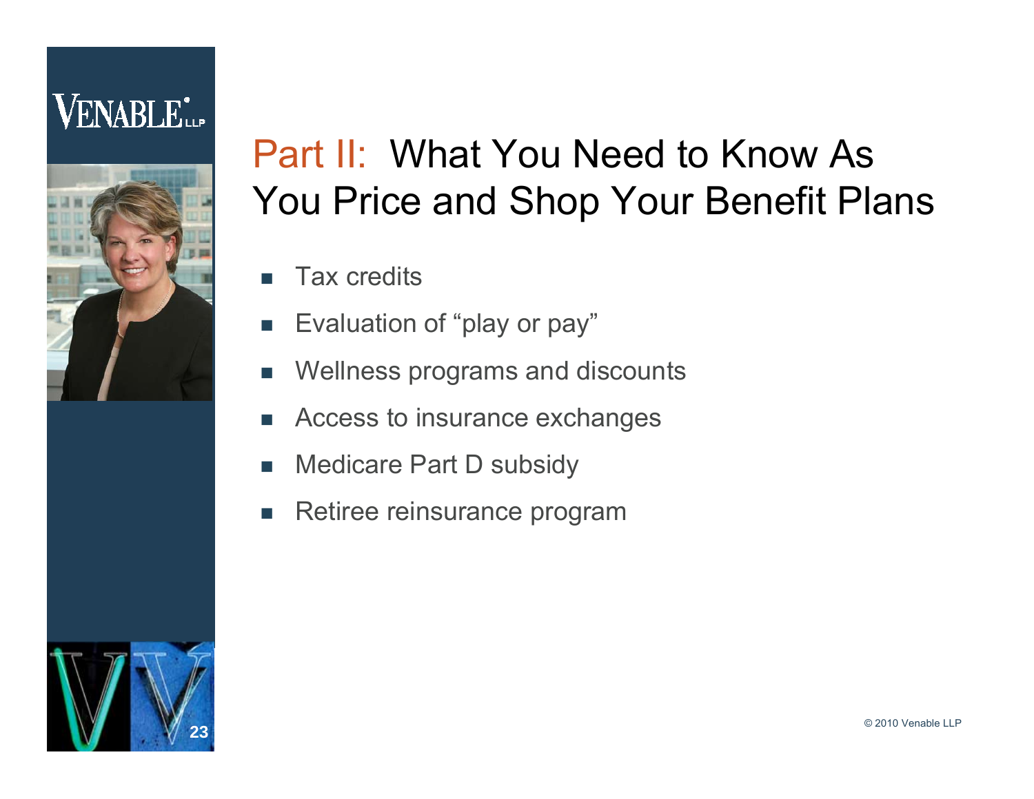# Part II: What You Need to Know As You Price and Shop Your Benefit Plans

- Tax credits
- Evaluation of “play or pay”
- Wellness programs and discounts
- Access to insurance exchanges
- Medicare Part D subsidy
- Retiree reinsurance program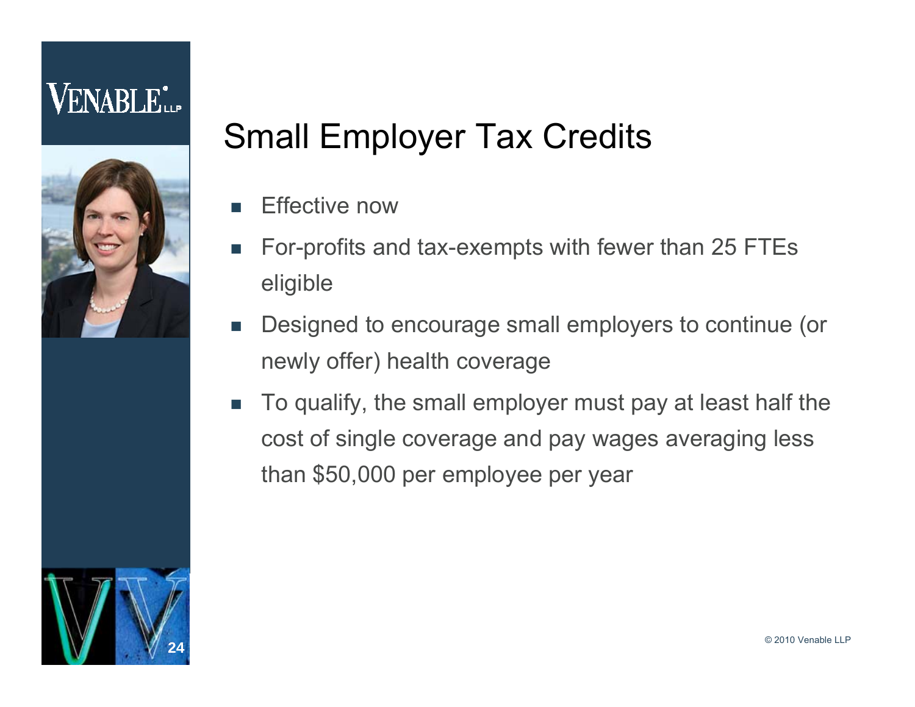# Small Employer Tax Credits

- Effective now
- For-profits and tax-exempts with fewer than 25 FTEs eligible
- Designed to encourage small employers to continue (or newly offer) health coverage
- To qualify, the small employer must pay at least half the cost of single coverage and pay wages averaging less than $50,000 per employee per year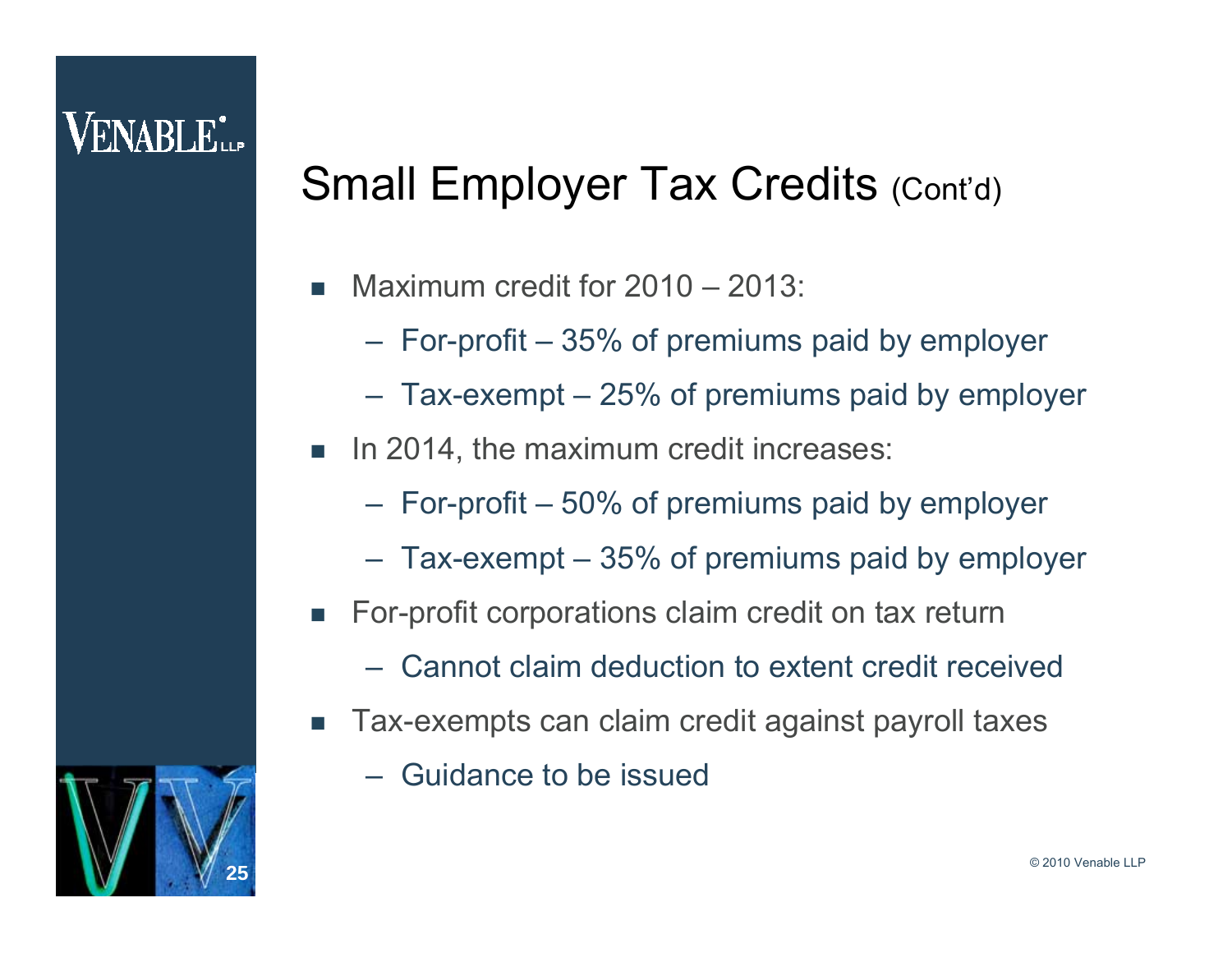# Small Employer Tax Credits (Cont'd)

- Maximum credit for 2010 – 2013:
  - For-profit – 35% of premiums paid by employer
  - Tax-exempt – 25% of premiums paid by employer
- In 2014, the maximum credit increases:
  - For-profit – 50% of premiums paid by employer
  - Tax-exempt – 35% of premiums paid by employer
- For-profit corporations claim credit on tax return
  - Cannot claim deduction to extent credit received
- Tax-exempts can claim credit against payroll taxes
  - Guidance to be issued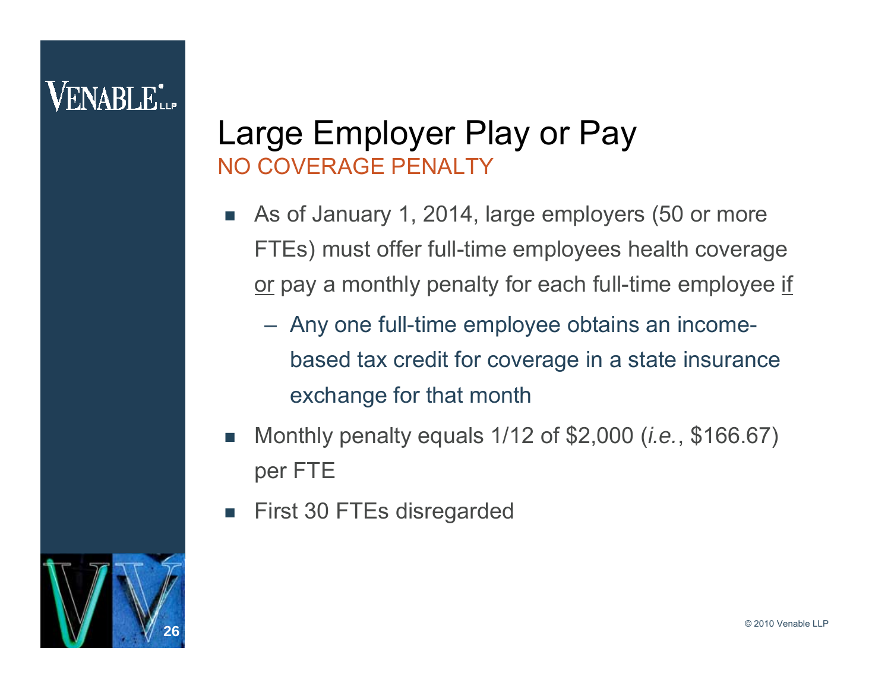# Large Employer Play or Pay

## NO COVERAGE PENALTY

- As of January 1, 2014, large employers (50 or more FTEs) must offer full-time employees health coverage <u>or</u> pay a monthly penalty for each full-time employee <u>if</u>
  - Any one full-time employee obtains an income-based tax credit for coverage in a state insurance exchange for that month
- Monthly penalty equals 1/12 of $2,000 (*i.e.*, $166.67) per FTE
- First 30 FTEs disregarded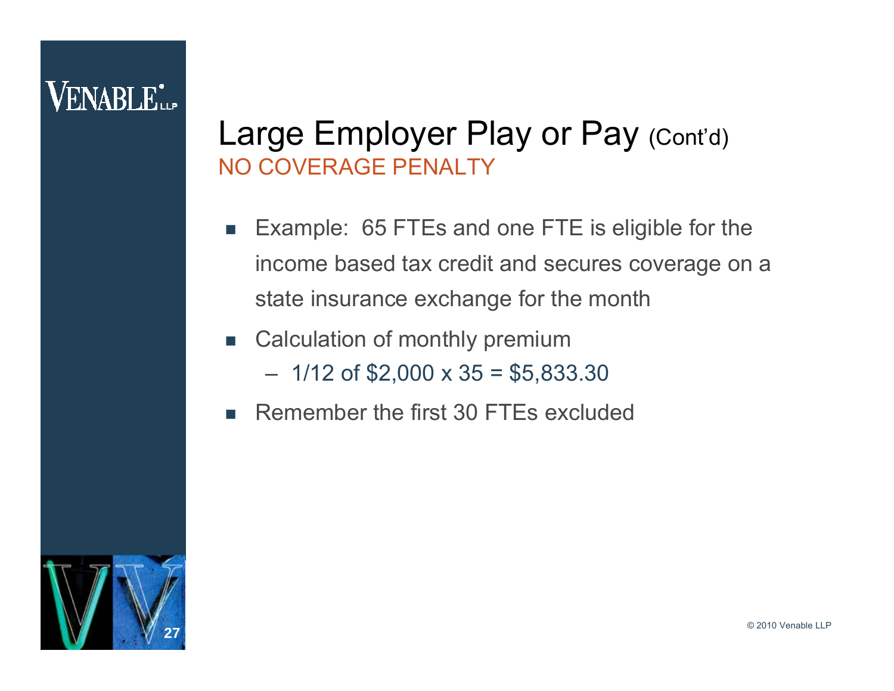## Large Employer Play or Pay (Cont'd)

### NO COVERAGE PENALTY

- Example: 65 FTEs and one FTE is eligible for the income based tax credit and secures coverage on a state insurance exchange for the month
- Calculation of monthly premium
  - 1/12 of $2,000 x 35 = $5,833.30
- Remember the first 30 FTEs excluded

© 2010 Venable LLP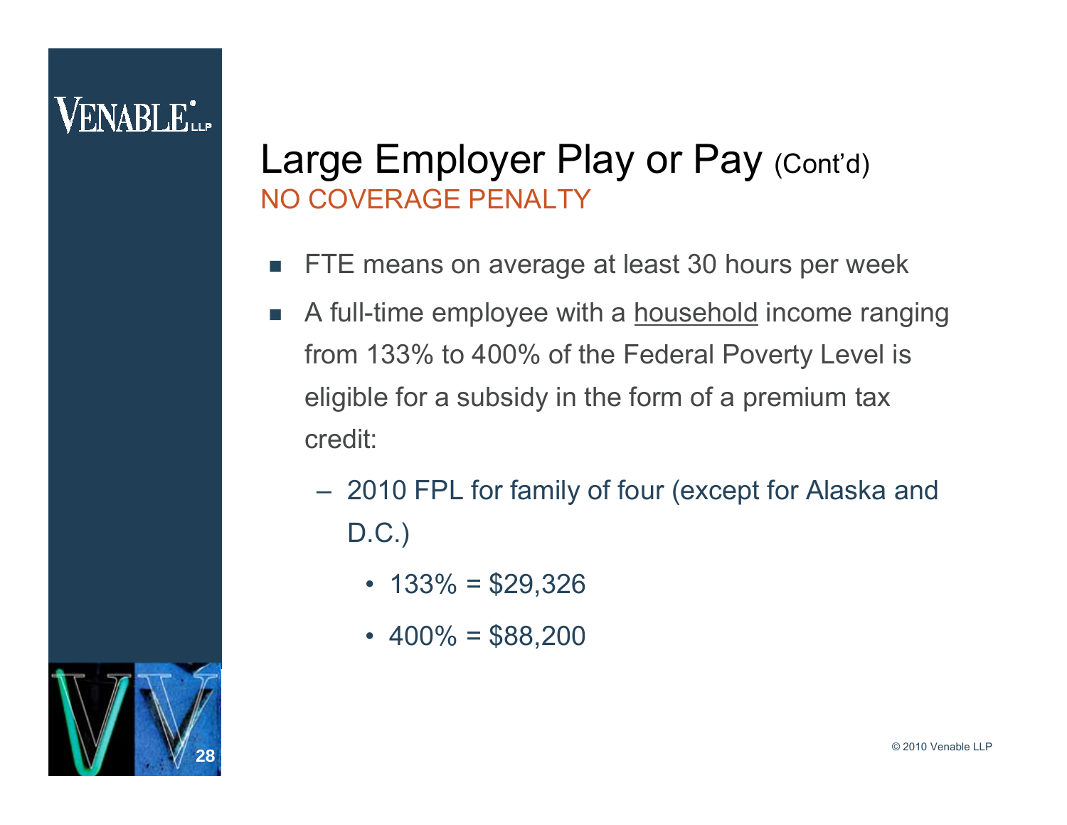# Large Employer Play or Pay (Cont'd)

## NO COVERAGE PENALTY

- FTE means on average at least 30 hours per week
- A full-time employee with a <u>household</u> income ranging from 133% to 400% of the Federal Poverty Level is eligible for a subsidy in the form of a premium tax credit:
  - 2010 FPL for family of four (except for Alaska and D.C.)
    - 133% = $29,326
    - 400% = $88,200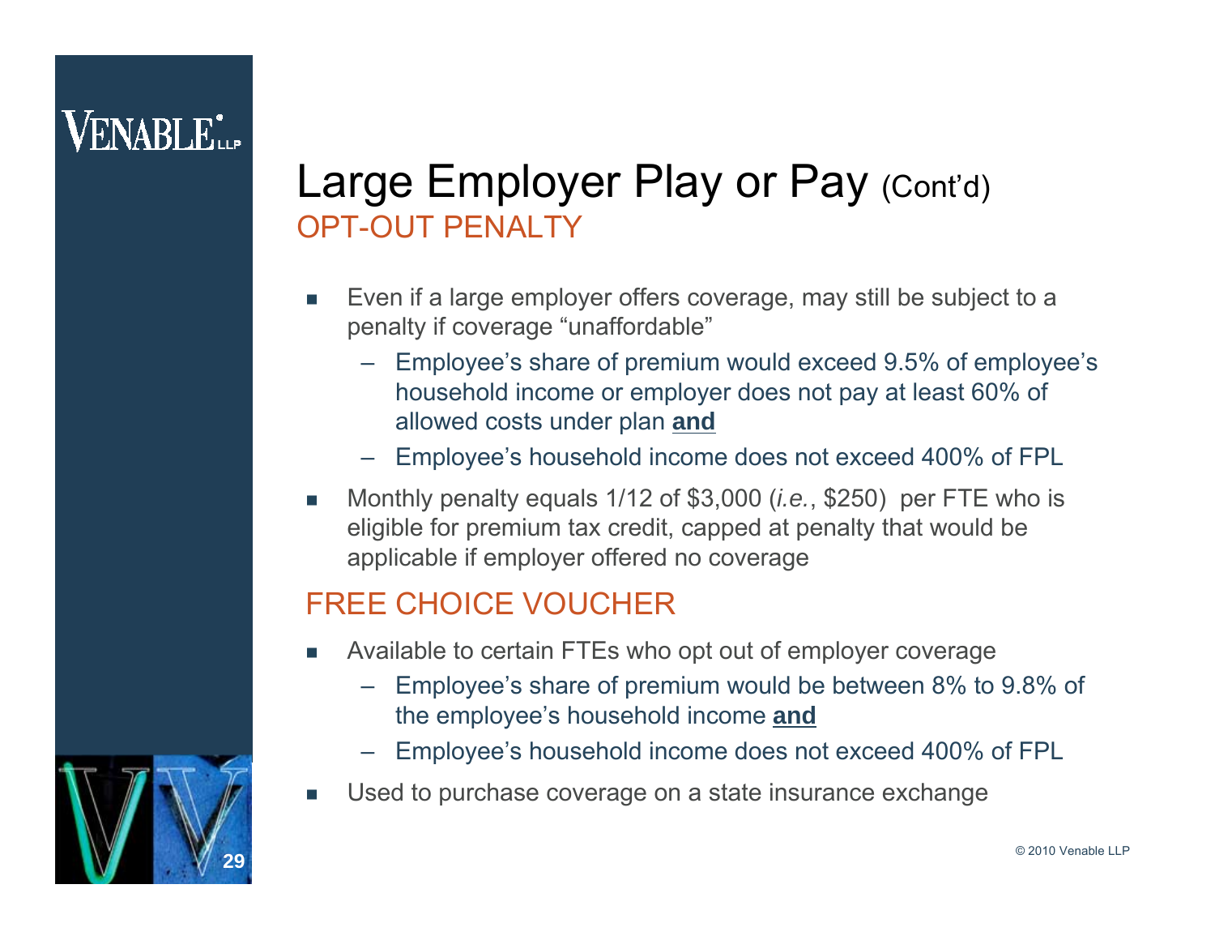# Large Employer Play or Pay (Cont'd)

## OPT-OUT PENALTY

- Even if a large employer offers coverage, may still be subject to a penalty if coverage "unaffordable"
  - Employee's share of premium would exceed 9.5% of employee's household income or employer does not pay at least 60% of allowed costs under plan **and**
  - Employee's household income does not exceed 400% of FPL
- Monthly penalty equals 1/12 of $3,000 (*i.e.*, $250) per FTE who is eligible for premium tax credit, capped at penalty that would be applicable if employer offered no coverage

## FREE CHOICE VOUCHER

- Available to certain FTEs who opt out of employer coverage
  - Employee's share of premium would be between 8% to 9.8% of the employee's household income **and**
  - Employee's household income does not exceed 400% of FPL
- Used to purchase coverage on a state insurance exchange

© 2010 Venable LLP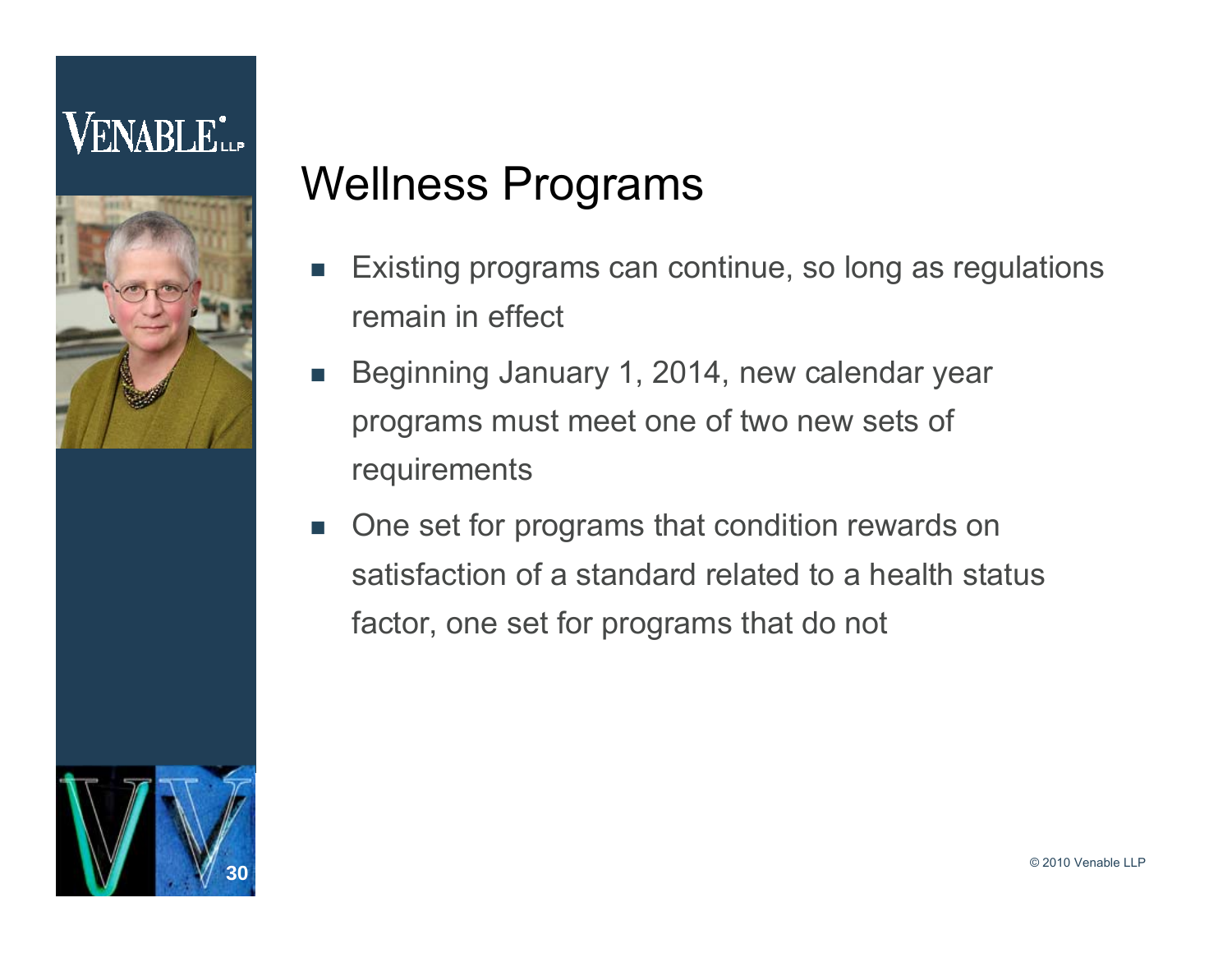# Wellness Programs

- Existing programs can continue, so long as regulations remain in effect
- Beginning January 1, 2014, new calendar year programs must meet one of two new sets of requirements
- One set for programs that condition rewards on satisfaction of a standard related to a health status factor, one set for programs that do not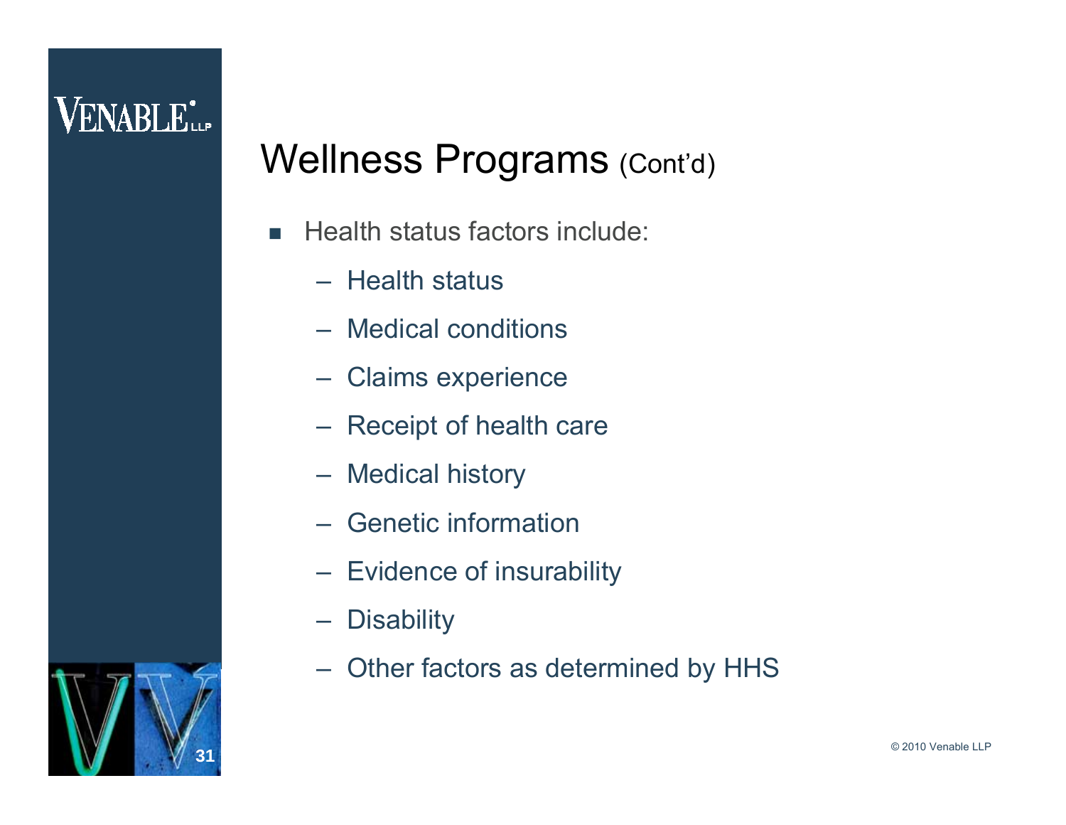# Wellness Programs (Cont'd)

- Health status factors include:
  - Health status
  - Medical conditions
  - Claims experience
  - Receipt of health care
  - Medical history
  - Genetic information
  - Evidence of insurability
  - Disability
  - Other factors as determined by HHS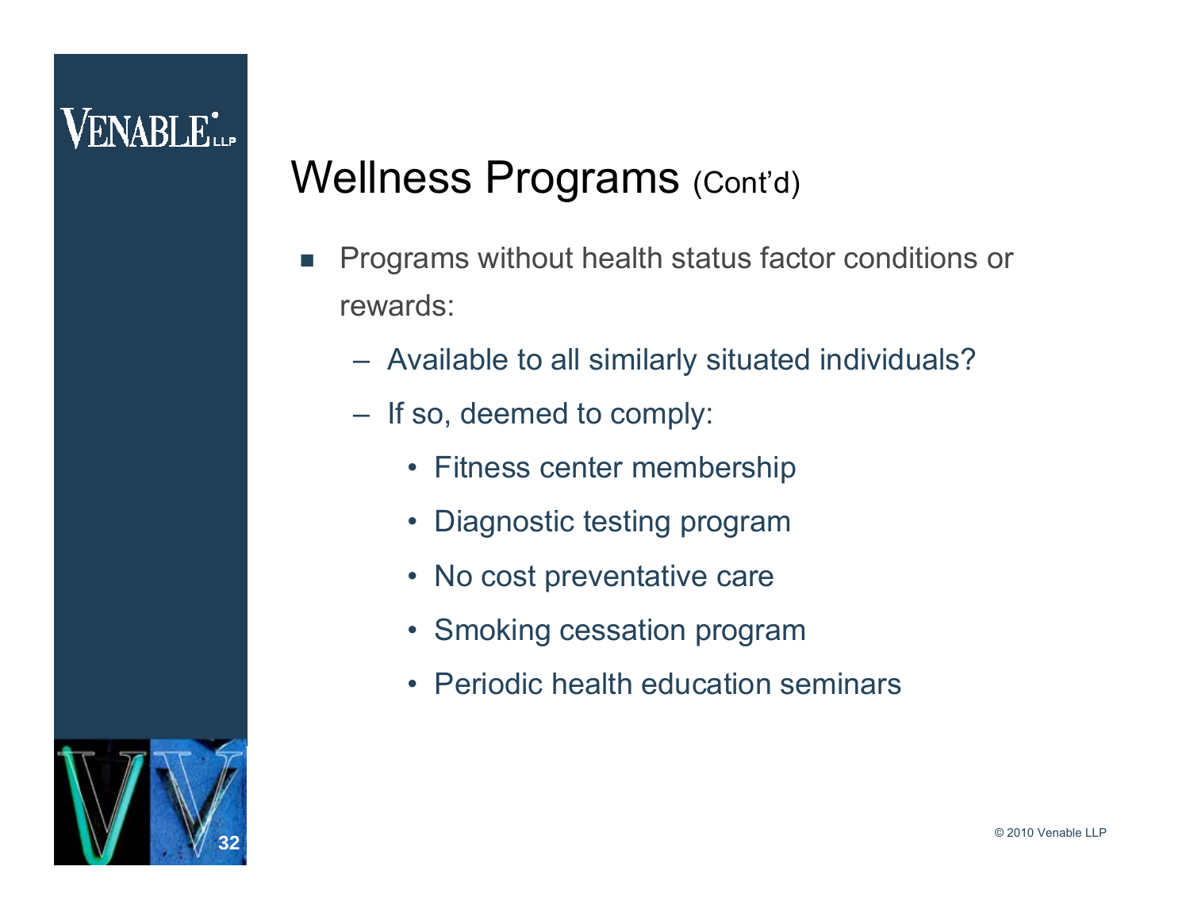# Wellness Programs (Cont'd)

- Programs without health status factor conditions or rewards:
  - Available to all similarly situated individuals?
  - If so, deemed to comply:
    - Fitness center membership
    - Diagnostic testing program
    - No cost preventative care
    - Smoking cessation program
    - Periodic health education seminars

© 2010 Venable LLP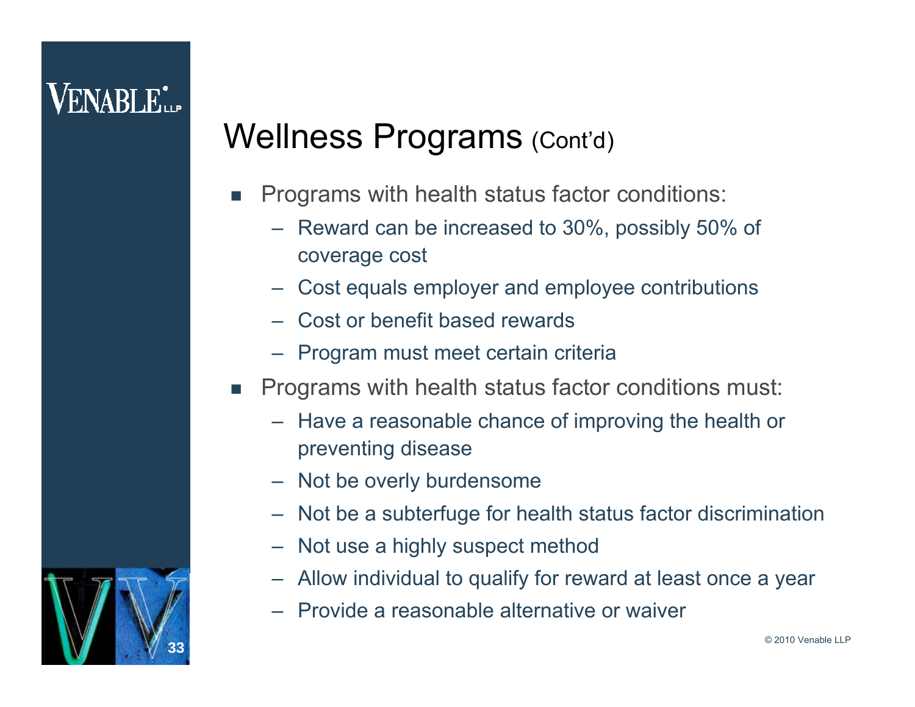## Wellness Programs (Cont'd)

- Programs with health status factor conditions:
  - Reward can be increased to 30%, possibly 50% of coverage cost
  - Cost equals employer and employee contributions
  - Cost or benefit based rewards
  - Program must meet certain criteria
- Programs with health status factor conditions must:
  - Have a reasonable chance of improving the health or preventing disease
  - Not be overly burdensome
  - Not be a subterfuge for health status factor discrimination
  - Not use a highly suspect method
  - Allow individual to qualify for reward at least once a year
  - Provide a reasonable alternative or waiver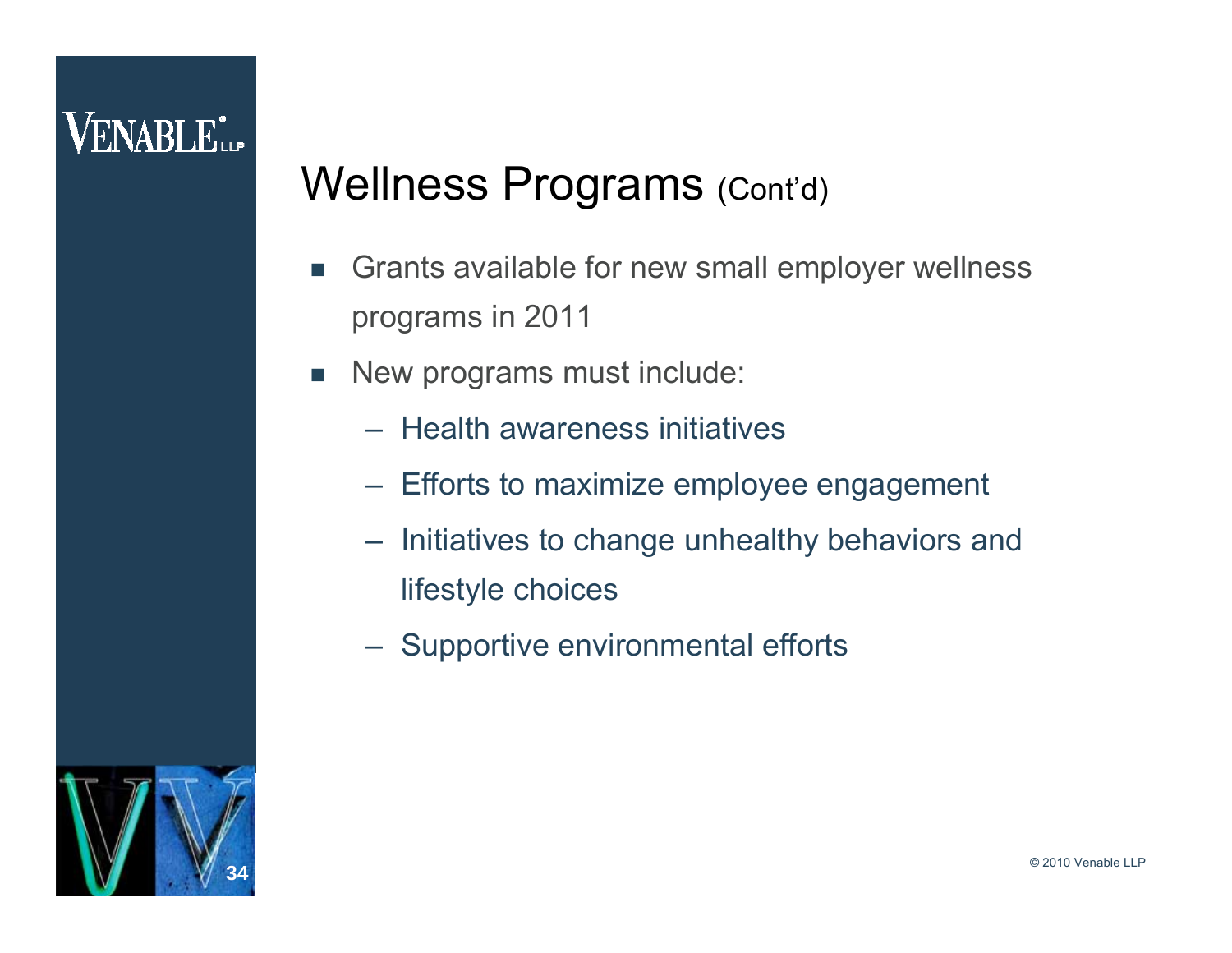# Wellness Programs (Cont'd)

- Grants available for new small employer wellness programs in 2011
- New programs must include:
  - Health awareness initiatives
  - Efforts to maximize employee engagement
  - Initiatives to change unhealthy behaviors and lifestyle choices
  - Supportive environmental efforts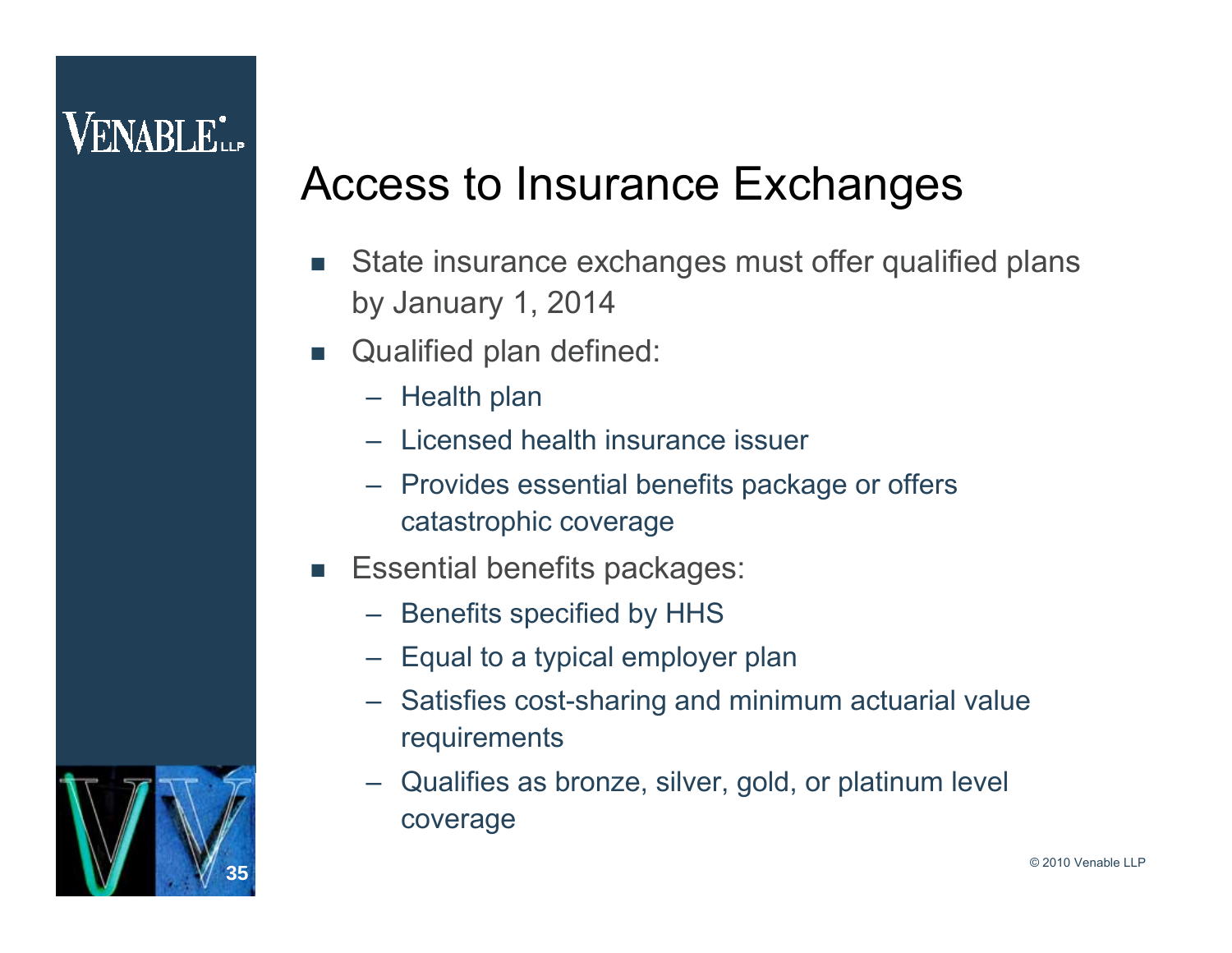# Access to Insurance Exchanges

- State insurance exchanges must offer qualified plans by January 1, 2014
- Qualified plan defined:
  - Health plan
  - Licensed health insurance issuer
  - Provides essential benefits package or offers catastrophic coverage
- Essential benefits packages:
  - Benefits specified by HHS
  - Equal to a typical employer plan
  - Satisfies cost-sharing and minimum actuarial value requirements
  - Qualifies as bronze, silver, gold, or platinum level coverage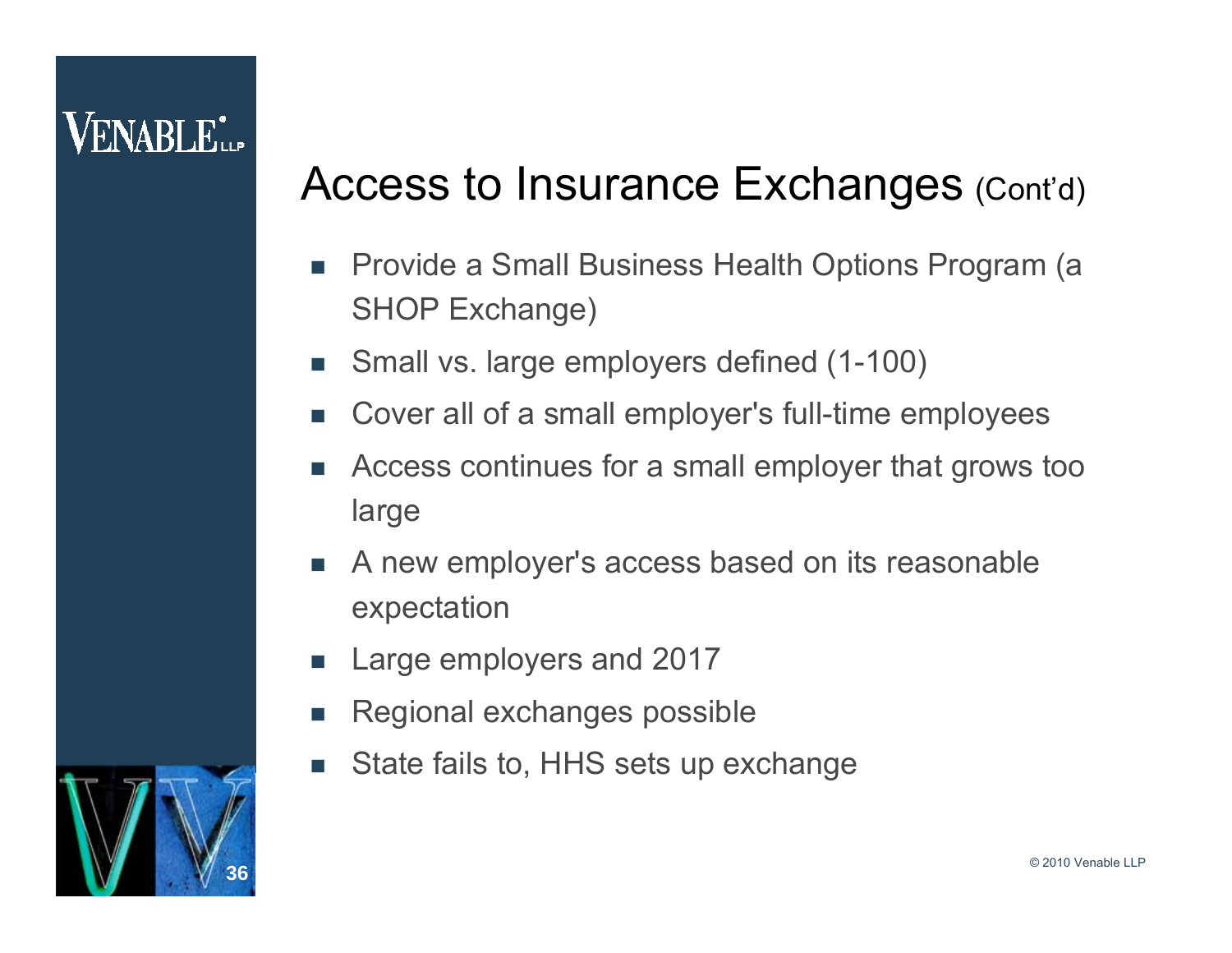# Access to Insurance Exchanges (Cont'd)

- Provide a Small Business Health Options Program (a SHOP Exchange)
- Small vs. large employers defined (1-100)
- Cover all of a small employer's full-time employees
- Access continues for a small employer that grows too large
- A new employer's access based on its reasonable expectation
- Large employers and 2017
- Regional exchanges possible
- State fails to, HHS sets up exchange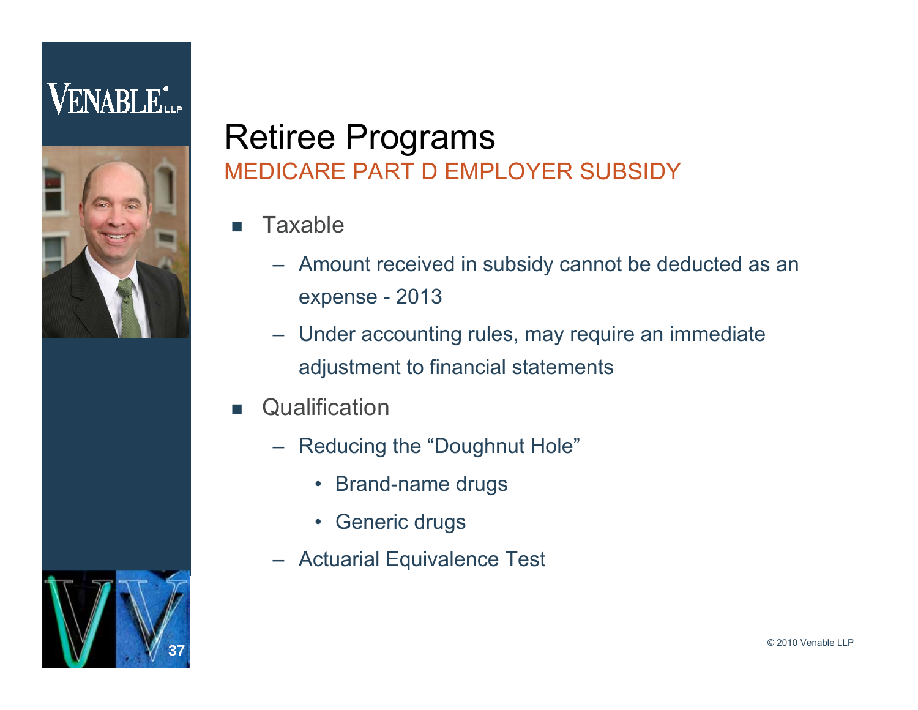# Retiree Programs

## MEDICARE PART D EMPLOYER SUBSIDY

- Taxable
  - Amount received in subsidy cannot be deducted as an expense - 2013
  - Under accounting rules, may require an immediate adjustment to financial statements
- Qualification
  - Reducing the "Doughnut Hole"
    - Brand-name drugs
    - Generic drugs
  - Actuarial Equivalence Test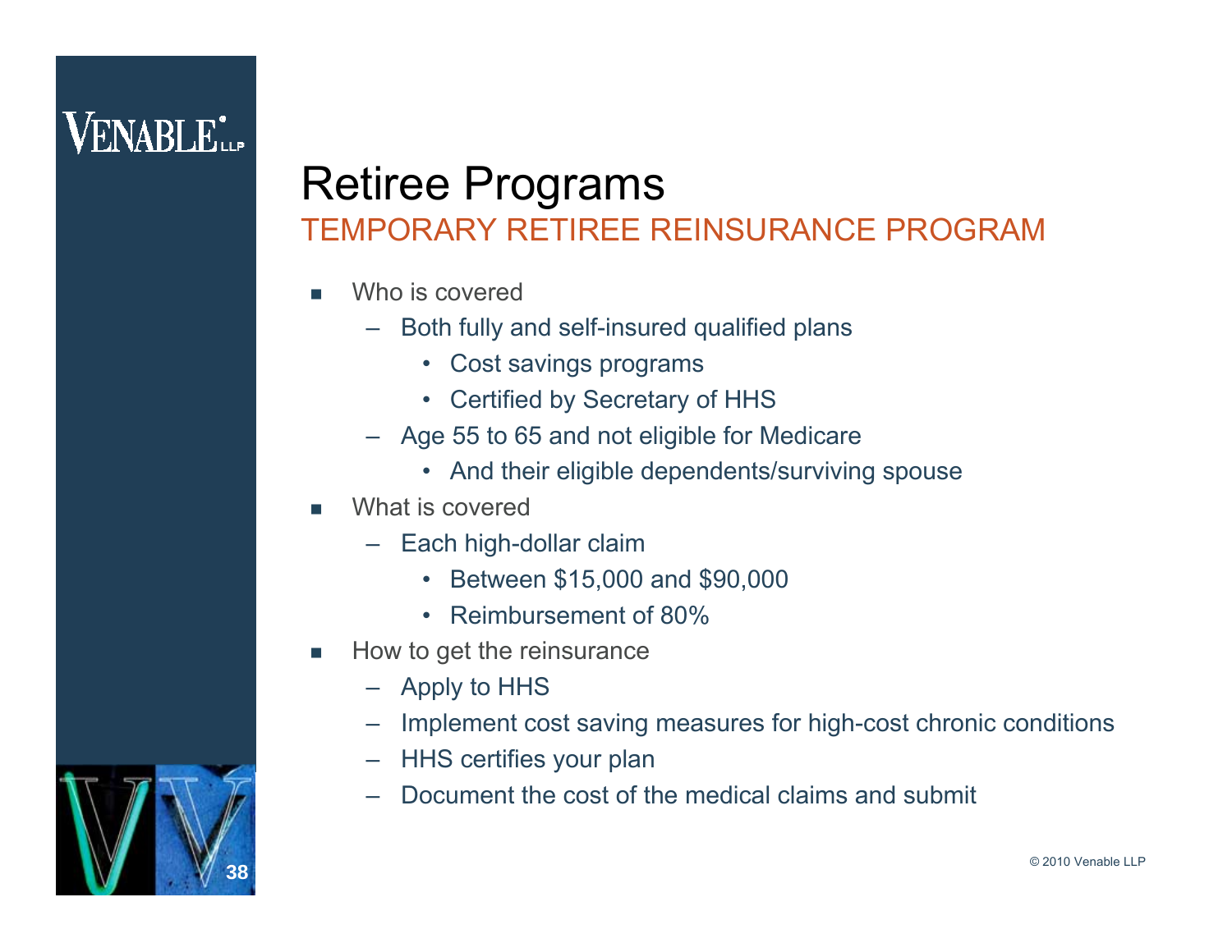# Retiree Programs

## TEMPORARY RETIREE REINSURANCE PROGRAM

- Who is covered
  - Both fully and self-insured qualified plans
    - Cost savings programs
    - Certified by Secretary of HHS
  - Age 55 to 65 and not eligible for Medicare
    - And their eligible dependents/surviving spouse
- What is covered
  - Each high-dollar claim
    - Between $15,000 and $90,000
    - Reimbursement of 80%
- How to get the reinsurance
  - Apply to HHS
  - Implement cost saving measures for high-cost chronic conditions
  - HHS certifies your plan
  - Document the cost of the medical claims and submit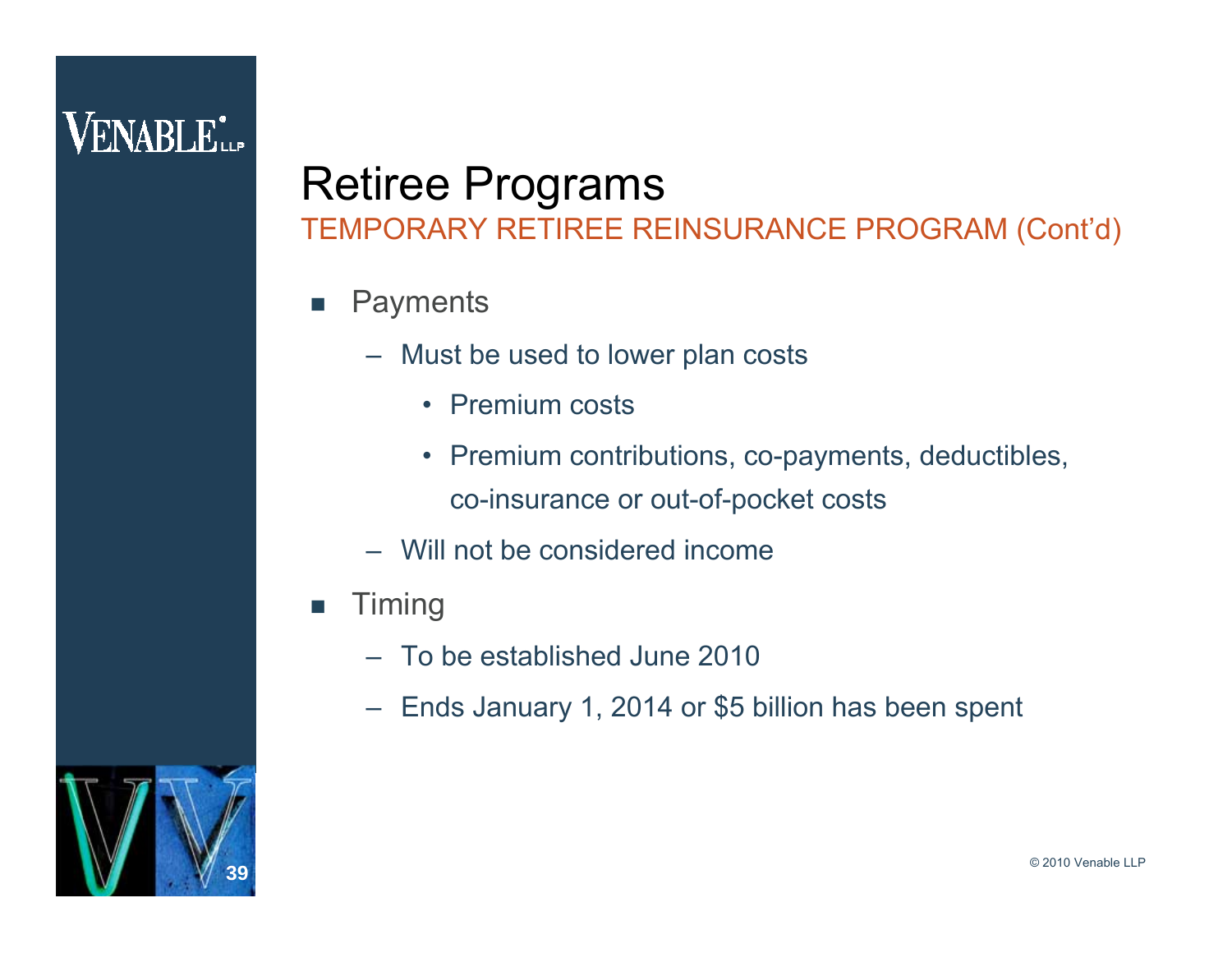# Retiree Programs

## TEMPORARY RETIREE REINSURANCE PROGRAM (Cont'd)

- Payments
  - Must be used to lower plan costs
    - Premium costs
    - Premium contributions, co-payments, deductibles, co-insurance or out-of-pocket costs
  - Will not be considered income
- Timing
  - To be established June 2010
  - Ends January 1, 2014 or $5 billion has been spent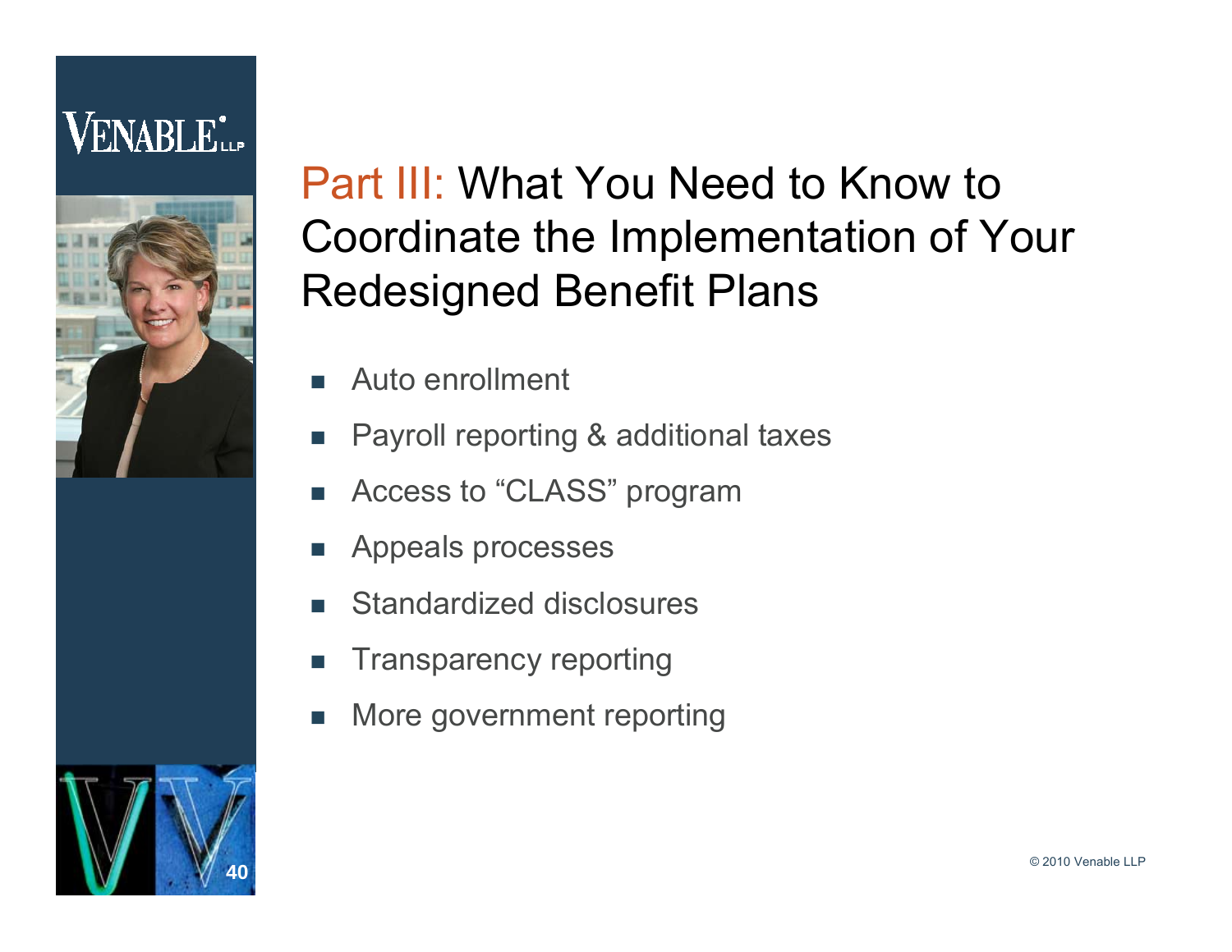# Part III: What You Need to Know to Coordinate the Implementation of Your Redesigned Benefit Plans

- Auto enrollment
- Payroll reporting & additional taxes
- Access to "CLASS" program
- Appeals processes
- Standardized disclosures
- Transparency reporting
- More government reporting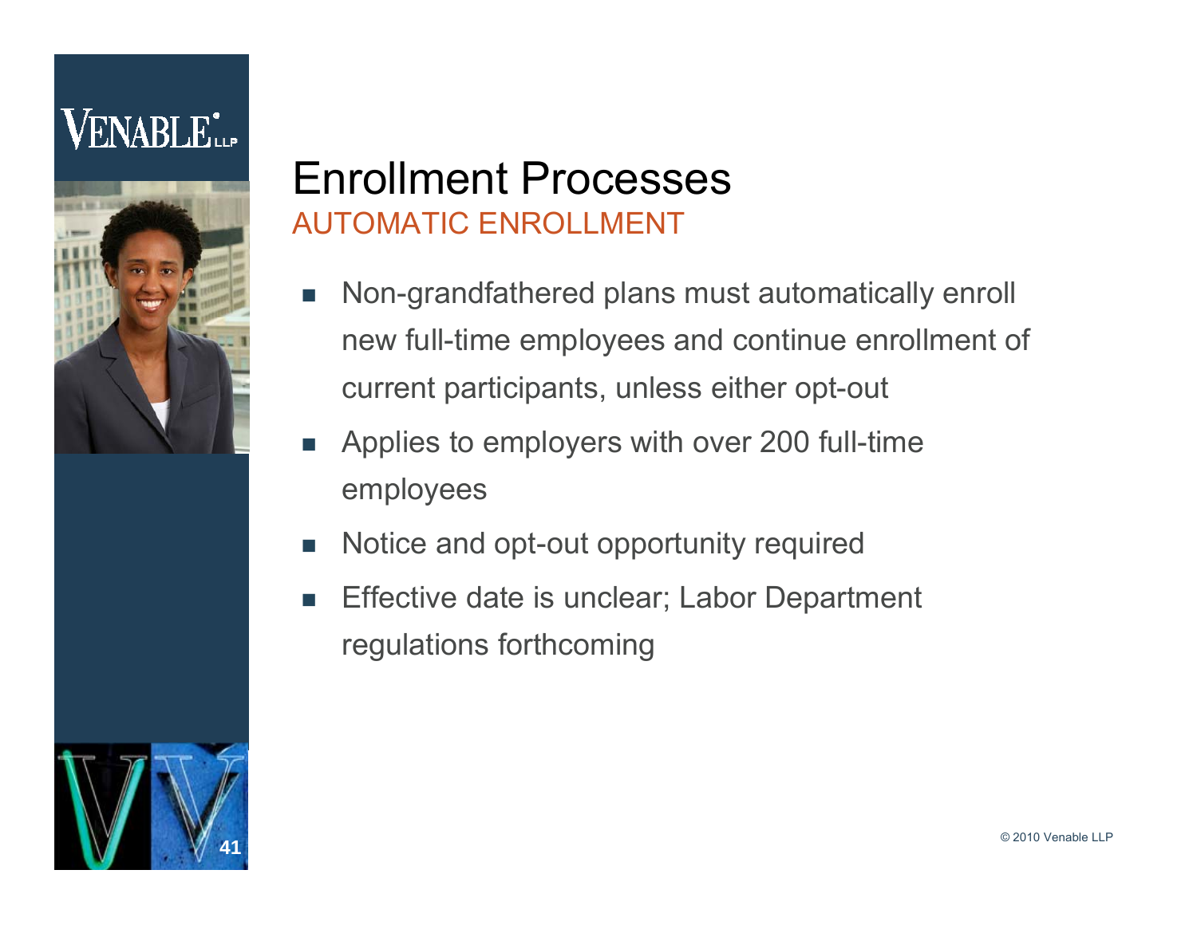# Enrollment Processes

## AUTOMATIC ENROLLMENT

- Non-grandfathered plans must automatically enroll new full-time employees and continue enrollment of current participants, unless either opt-out
- Applies to employers with over 200 full-time employees
- Notice and opt-out opportunity required
- Effective date is unclear; Labor Department regulations forthcoming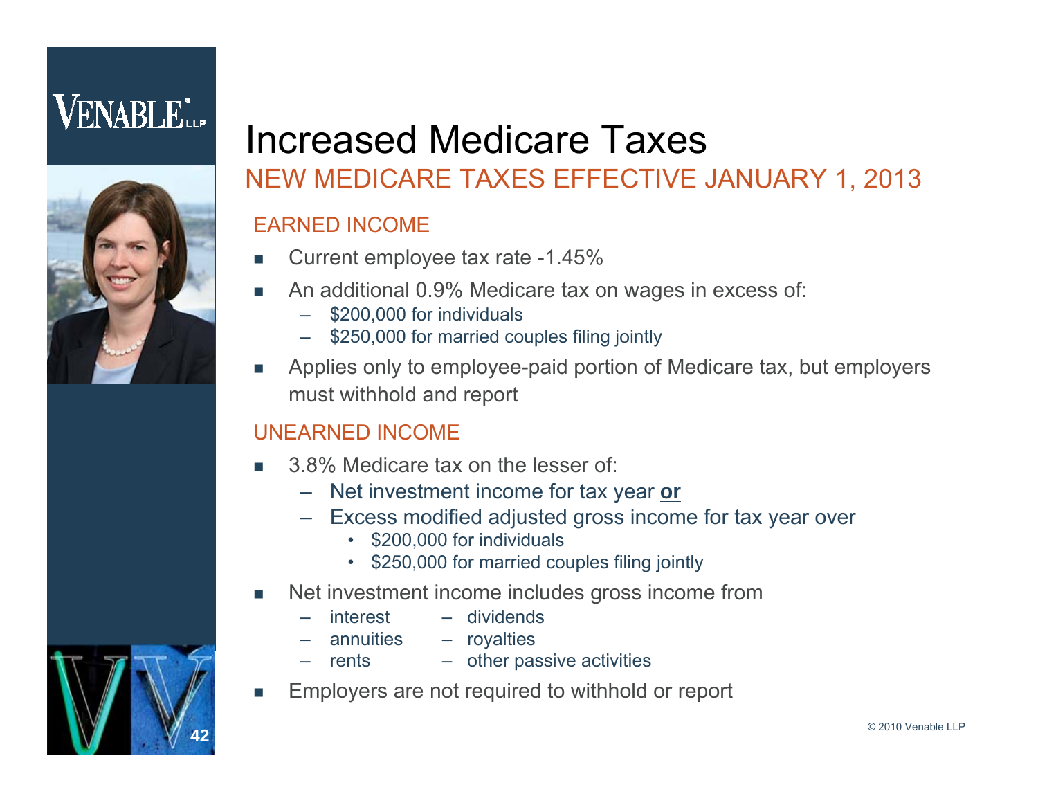# Increased Medicare Taxes

## NEW MEDICARE TAXES EFFECTIVE JANUARY 1, 2013

### EARNED INCOME

- Current employee tax rate -1.45%
- An additional 0.9% Medicare tax on wages in excess of:
  - $200,000 for individuals
  - $250,000 for married couples filing jointly
- Applies only to employee-paid portion of Medicare tax, but employers must withhold and report

### UNEARNED INCOME

- 3.8% Medicare tax on the lesser of:
  - Net investment income for tax year **or**
  - Excess modified adjusted gross income for tax year over
    - $200,000 for individuals
    - $250,000 for married couples filing jointly
- Net investment income includes gross income from
  - interest
  - dividends
  - annuities
  - royalties
  - rents
  - other passive activities
- Employers are not required to withhold or report

© 2010 Venable LLP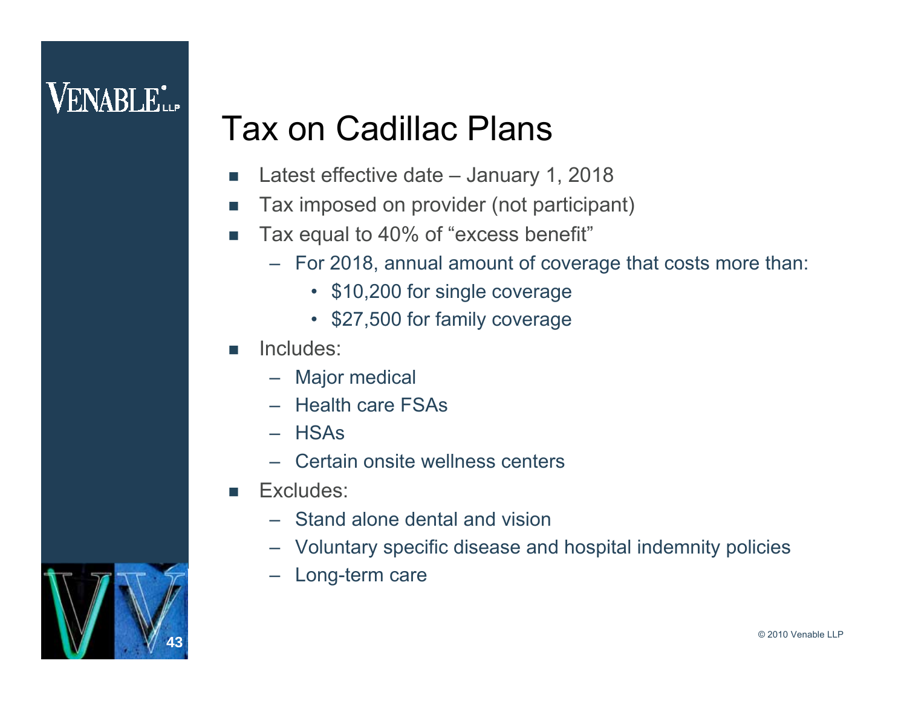# Tax on Cadillac Plans

- Latest effective date – January 1, 2018
- Tax imposed on provider (not participant)
- Tax equal to 40% of "excess benefit"
  - For 2018, annual amount of coverage that costs more than:
    - $10,200 for single coverage
    - $27,500 for family coverage
- Includes:
  - Major medical
  - Health care FSAs
  - HSAs
  - Certain onsite wellness centers
- Excludes:
  - Stand alone dental and vision
  - Voluntary specific disease and hospital indemnity policies
  - Long-term care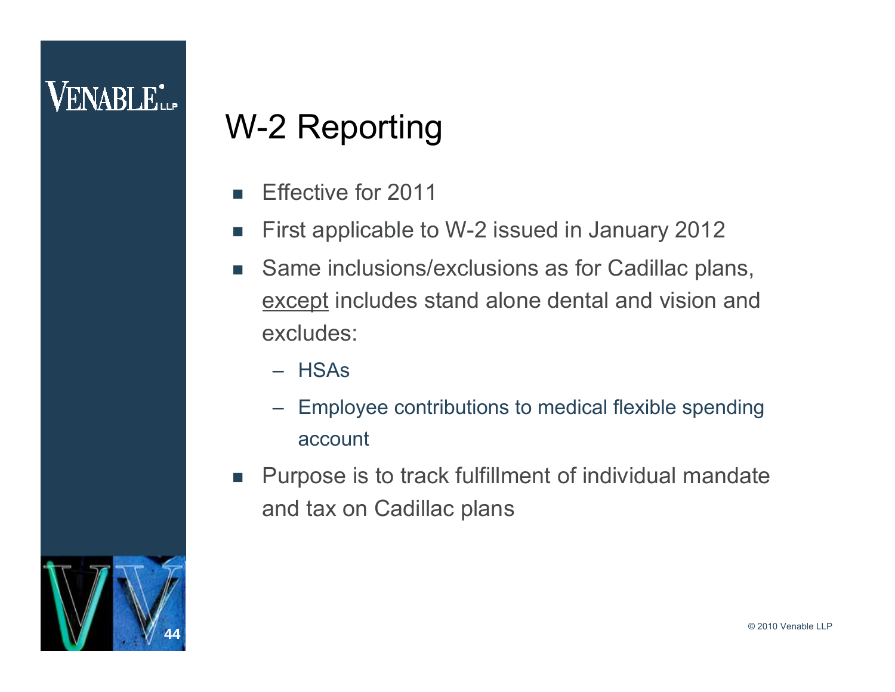# W-2 Reporting

- Effective for 2011
- First applicable to W-2 issued in January 2012
- Same inclusions/exclusions as for Cadillac plans, <u>except</u> includes stand alone dental and vision and excludes:
  - HSAs
  - Employee contributions to medical flexible spending account
- Purpose is to track fulfillment of individual mandate and tax on Cadillac plans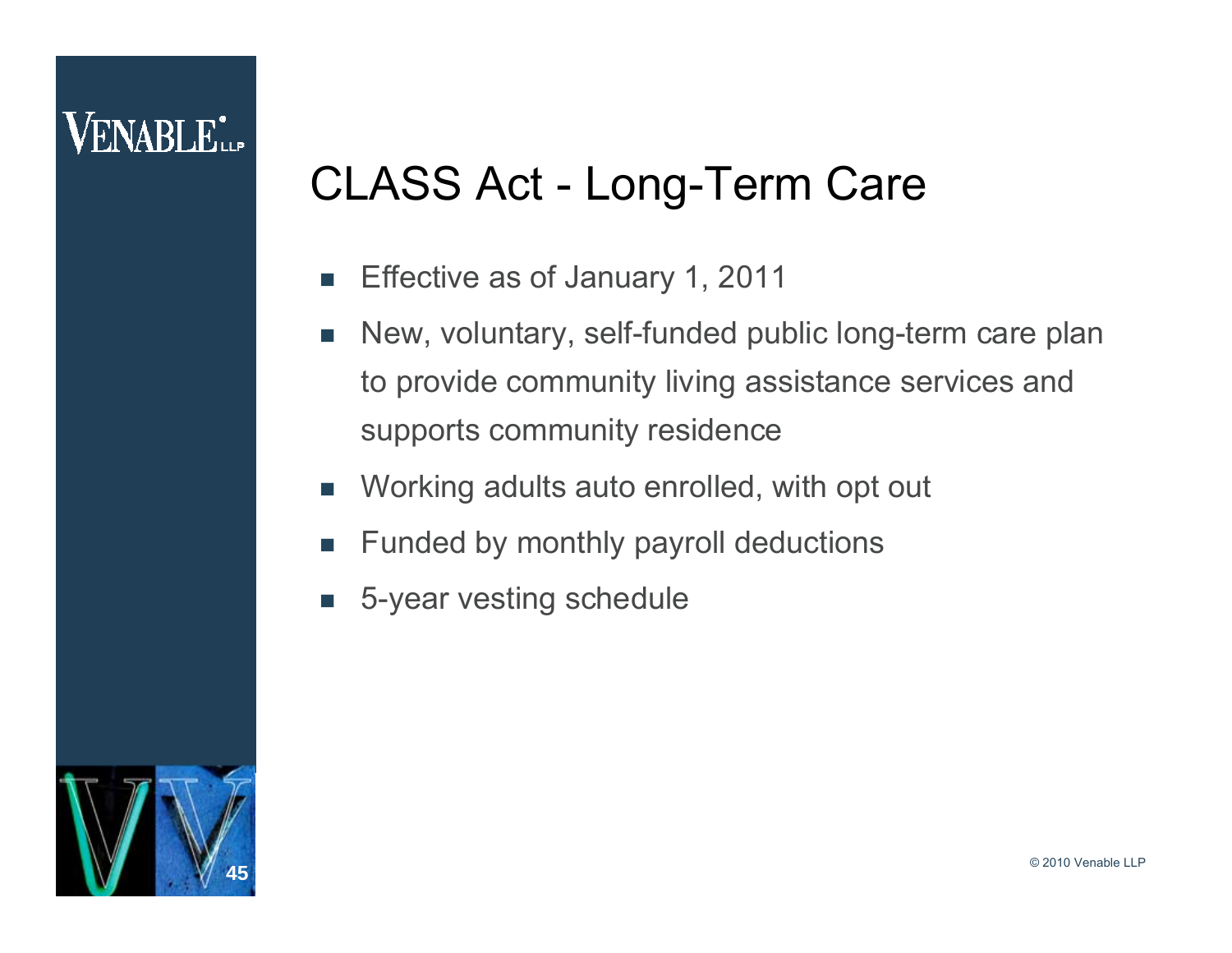# CLASS Act - Long-Term Care

- Effective as of January 1, 2011
- New, voluntary, self-funded public long-term care plan to provide community living assistance services and supports community residence
- Working adults auto enrolled, with opt out
- Funded by monthly payroll deductions
- 5-year vesting schedule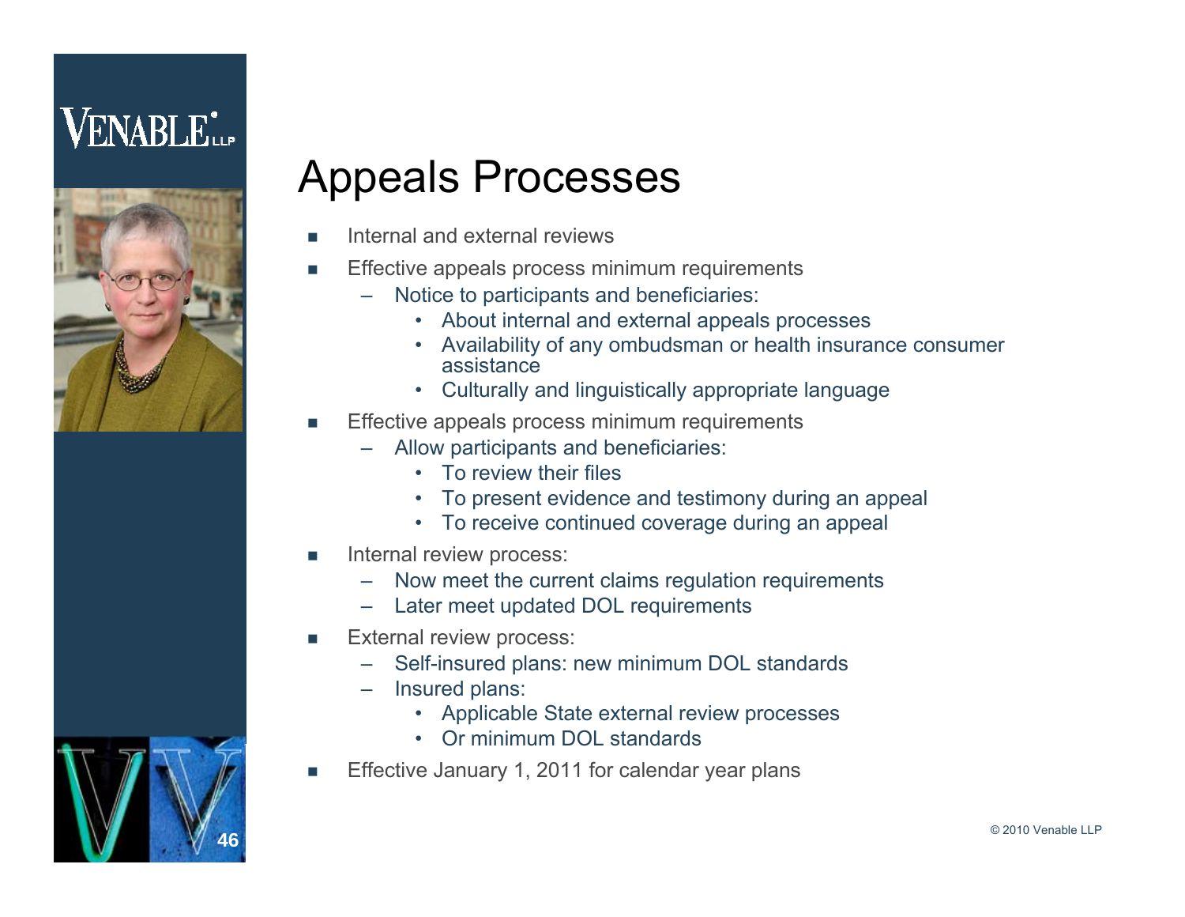# Appeals Processes

- Internal and external reviews
- Effective appeals process minimum requirements
  - Notice to participants and beneficiaries:
    - About internal and external appeals processes
    - Availability of any ombudsman or health insurance consumer assistance
    - Culturally and linguistically appropriate language
- Effective appeals process minimum requirements
  - Allow participants and beneficiaries:
    - To review their files
    - To present evidence and testimony during an appeal
    - To receive continued coverage during an appeal
- Internal review process:
  - Now meet the current claims regulation requirements
  - Later meet updated DOL requirements
- External review process:
  - Self-insured plans: new minimum DOL standards
  - Insured plans:
    - Applicable State external review processes
    - Or minimum DOL standards
- Effective January 1, 2011 for calendar year plans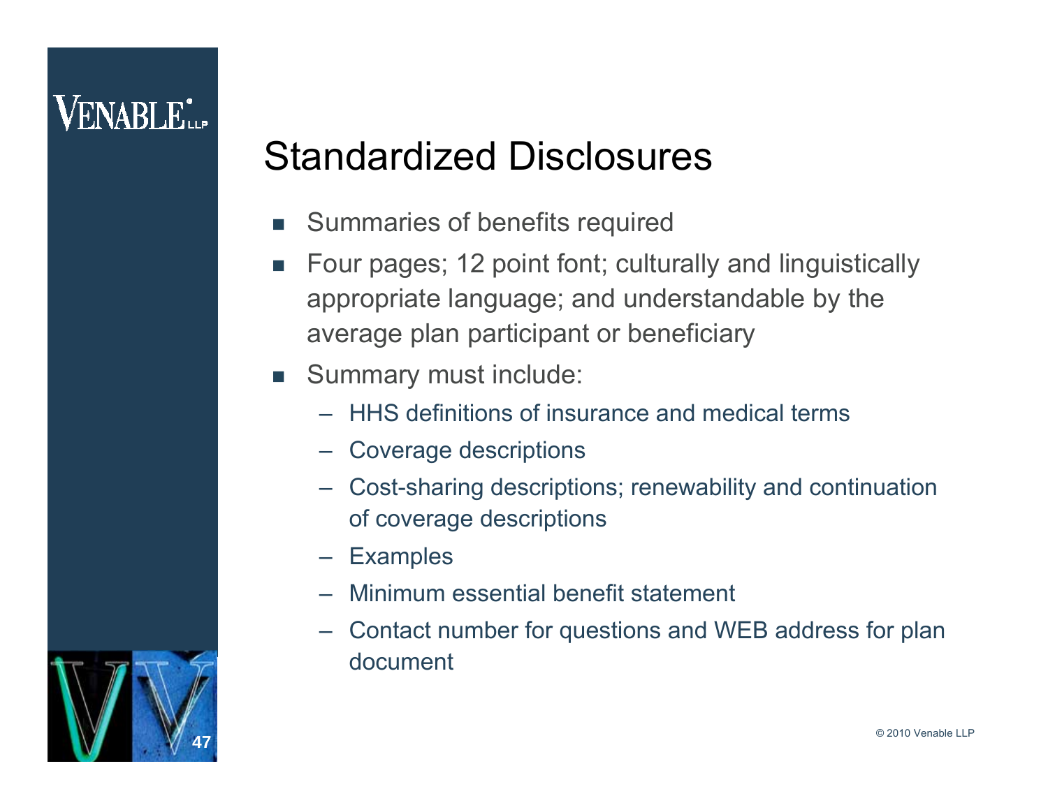## Standardized Disclosures

- Summaries of benefits required
- Four pages; 12 point font; culturally and linguistically appropriate language; and understandable by the average plan participant or beneficiary
- Summary must include:
  - HHS definitions of insurance and medical terms
  - Coverage descriptions
  - Cost-sharing descriptions; renewability and continuation of coverage descriptions
  - Examples
  - Minimum essential benefit statement
  - Contact number for questions and WEB address for plan document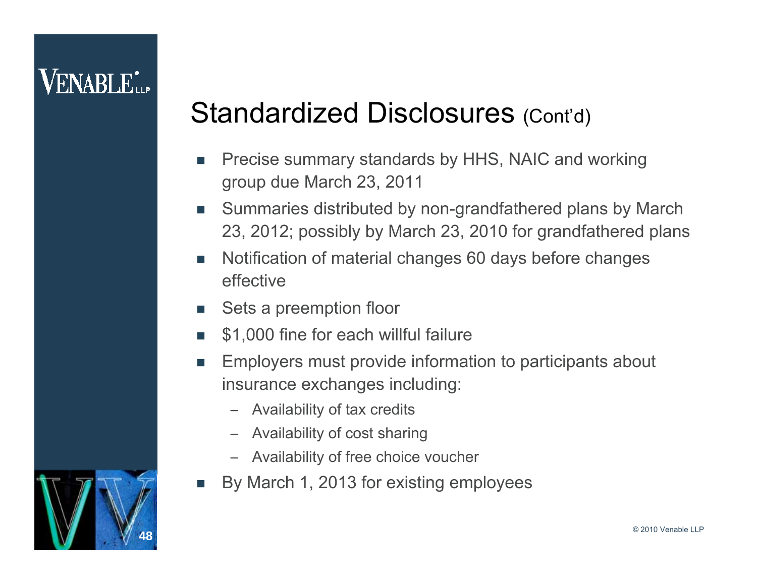## Standardized Disclosures (Cont'd)

- Precise summary standards by HHS, NAIC and working group due March 23, 2011
- Summaries distributed by non-grandfathered plans by March 23, 2012; possibly by March 23, 2010 for grandfathered plans
- Notification of material changes 60 days before changes effective
- Sets a preemption floor
- $1,000 fine for each willful failure
- Employers must provide information to participants about insurance exchanges including:
  - Availability of tax credits
  - Availability of cost sharing
  - Availability of free choice voucher
- By March 1, 2013 for existing employees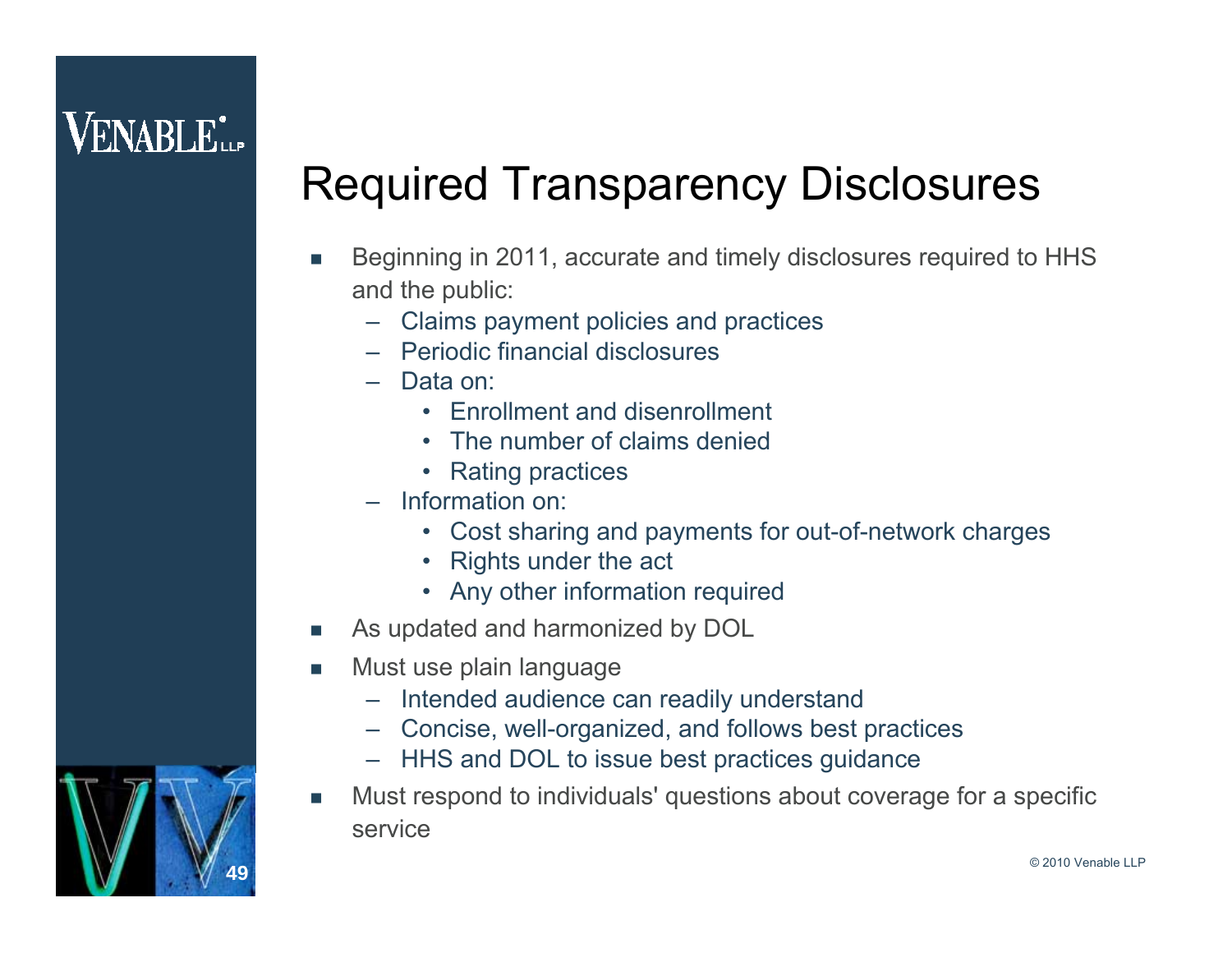# Required Transparency Disclosures

- Beginning in 2011, accurate and timely disclosures required to HHS and the public:
  - Claims payment policies and practices
  - Periodic financial disclosures
  - Data on:
    - Enrollment and disenrollment
    - The number of claims denied
    - Rating practices
  - Information on:
    - Cost sharing and payments for out-of-network charges
    - Rights under the act
    - Any other information required
- As updated and harmonized by DOL
- Must use plain language
  - Intended audience can readily understand
  - Concise, well-organized, and follows best practices
  - HHS and DOL to issue best practices guidance
- Must respond to individuals' questions about coverage for a specific service

© 2010 Venable LLP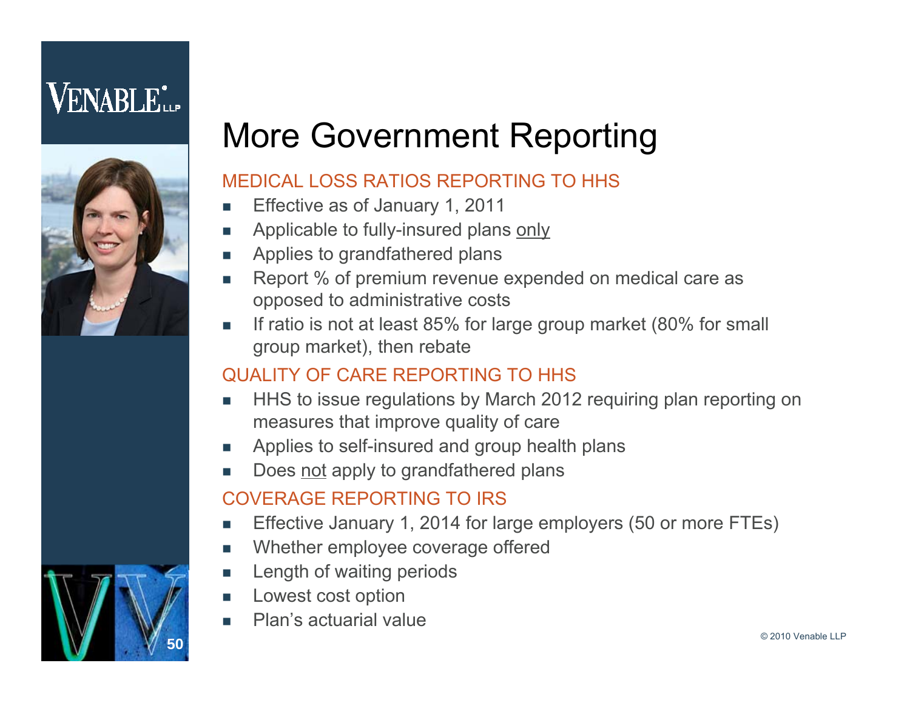# More Government Reporting

## MEDICAL LOSS RATIOS REPORTING TO HHS

- Effective as of January 1, 2011
- Applicable to fully-insured plans only
- Applies to grandfathered plans
- Report % of premium revenue expended on medical care as opposed to administrative costs
- If ratio is not at least 85% for large group market (80% for small group market), then rebate

## QUALITY OF CARE REPORTING TO HHS

- HHS to issue regulations by March 2012 requiring plan reporting on measures that improve quality of care
- Applies to self-insured and group health plans
- Does not apply to grandfathered plans

## COVERAGE REPORTING TO IRS

- Effective January 1, 2014 for large employers (50 or more FTEs)
- Whether employee coverage offered
- Length of waiting periods
- Lowest cost option
- Plan's actuarial value

© 2010 Venable LLP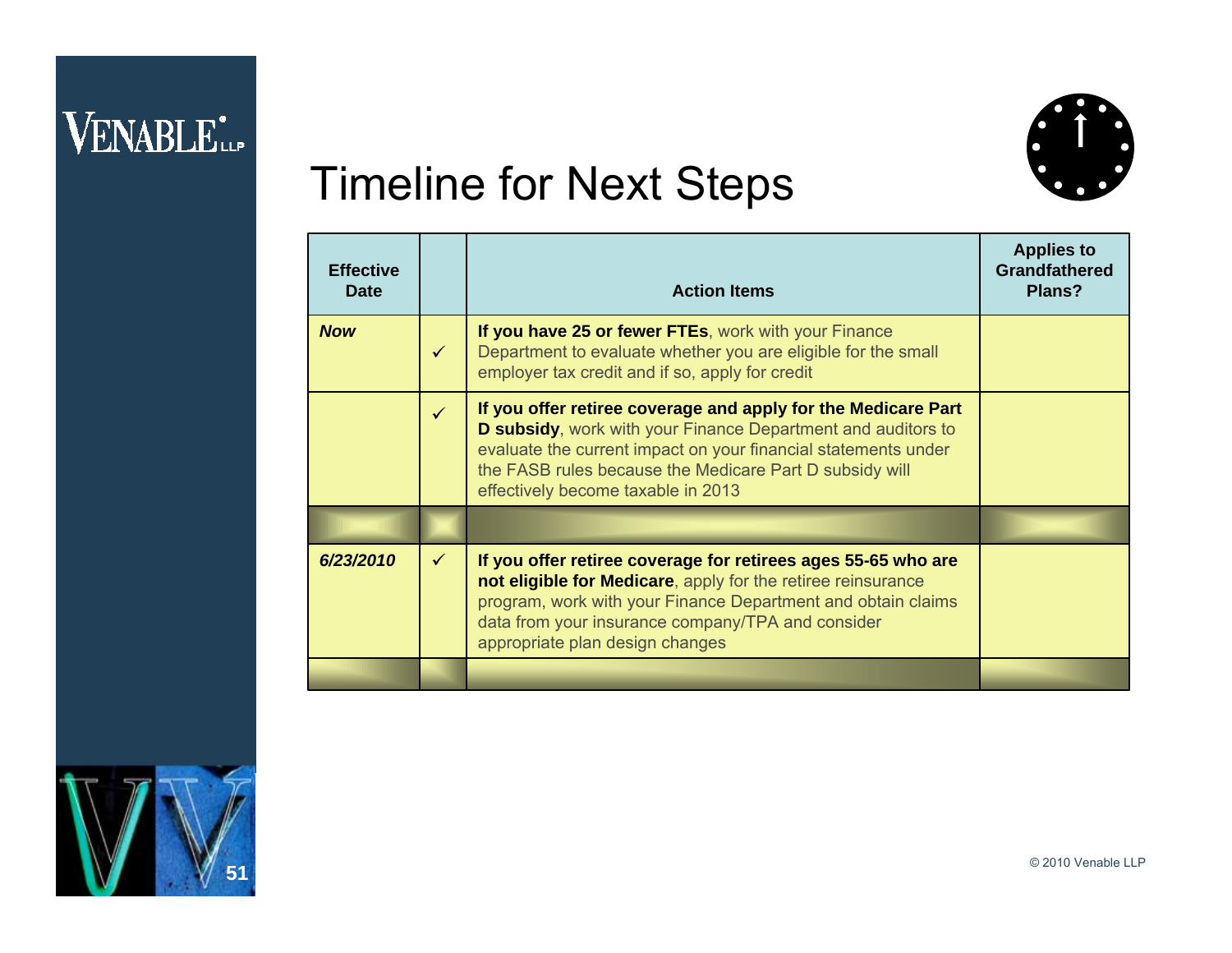# Timeline for Next Steps

| Effective Date | | Action Items | Applies to Grandfathered Plans? |
|---|---|---|---|
| ***Now*** | ✓ | **If you have 25 or fewer FTEs**, work with your Finance Department to evaluate whether you are eligible for the small employer tax credit and if so, apply for credit | |
| | ✓ | **If you offer retiree coverage and apply for the Medicare Part D subsidy**, work with your Finance Department and auditors to evaluate the current impact on your financial statements under the FASB rules because the Medicare Part D subsidy will effectively become taxable in 2013 | |
| | | | |
| ***6/23/2010*** | ✓ | **If you offer retiree coverage for retirees ages 55-65 who are not eligible for Medicare**, apply for the retiree reinsurance program, work with your Finance Department and obtain claims data from your insurance company/TPA and consider appropriate plan design changes | |
| | | | |

© 2010 Venable LLP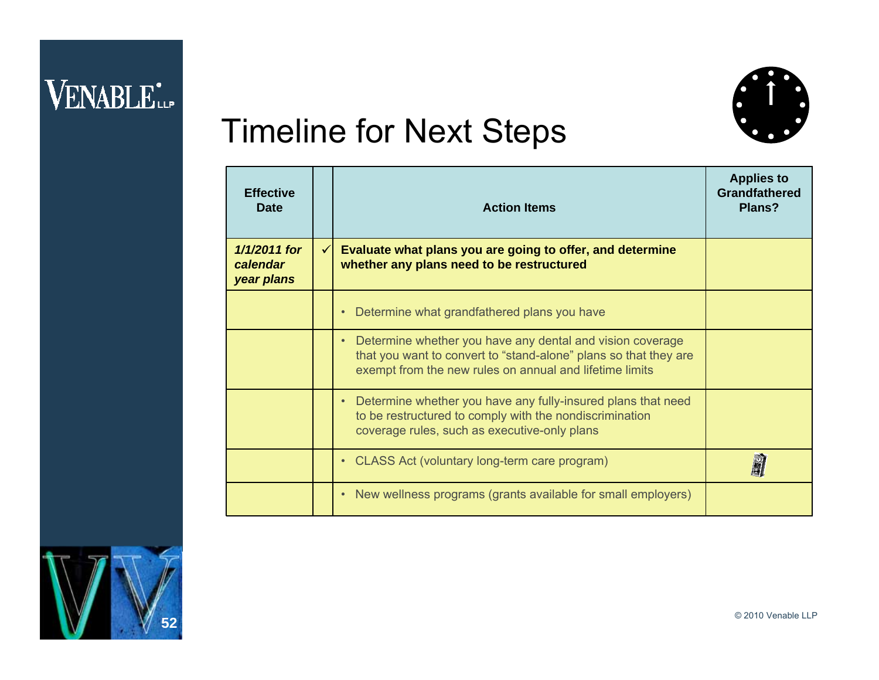# Timeline for Next Steps

| Effective Date | | Action Items | Applies to Grandfathered Plans? |
|---|---|---|---|
| ***1/1/2011 for calendar year plans*** | ✓ | **Evaluate what plans you are going to offer, and determine whether any plans need to be restructured** | |
| | | • Determine what grandfathered plans you have | |
| | | • Determine whether you have any dental and vision coverage that you want to convert to "stand-alone" plans so that they are exempt from the new rules on annual and lifetime limits | |
| | | • Determine whether you have any fully-insured plans that need to be restructured to comply with the nondiscrimination coverage rules, such as executive-only plans | |
| | | • CLASS Act (voluntary long-term care program) | |
| | | • New wellness programs (grants available for small employers) | |

© 2010 Venable LLP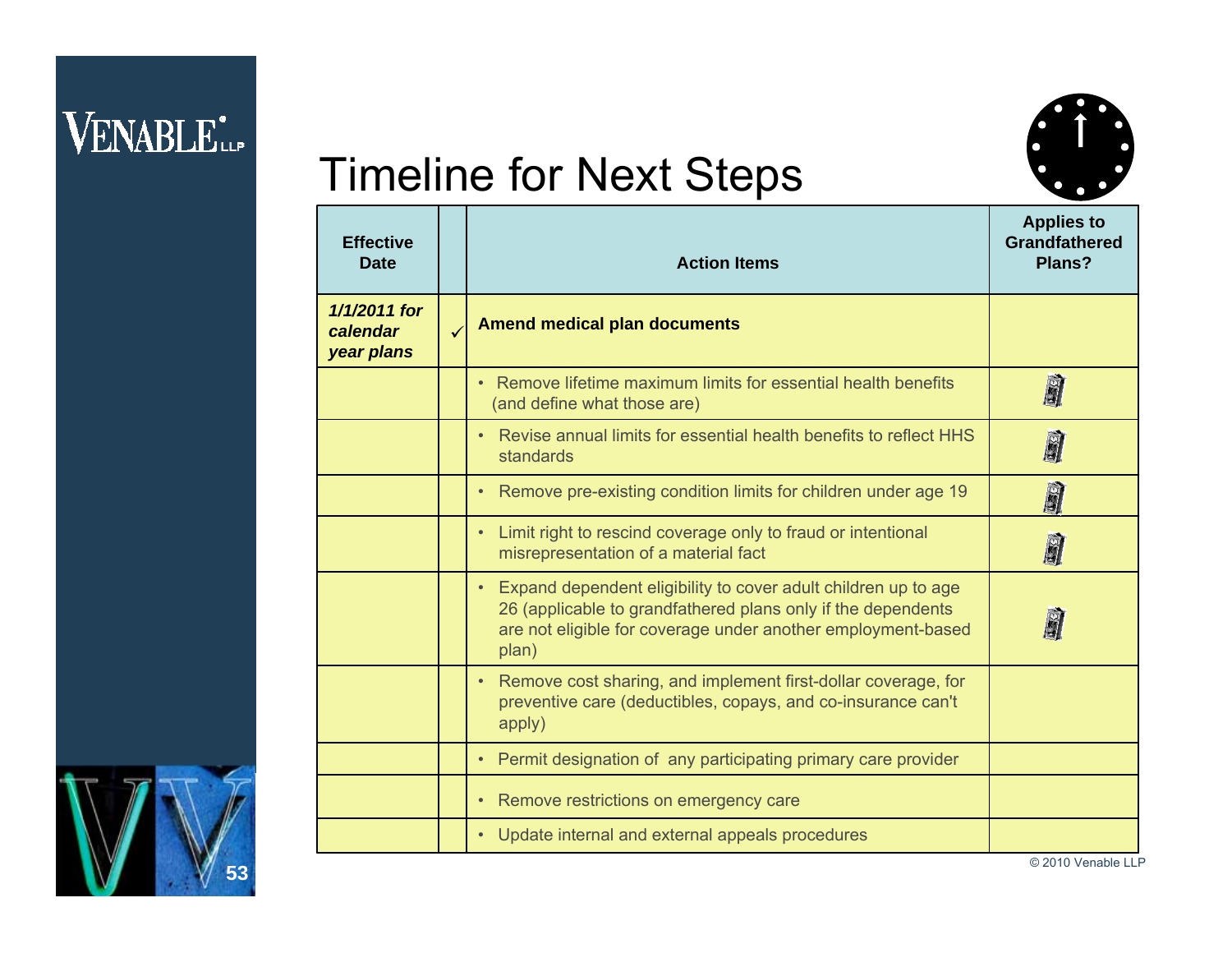# Timeline for Next Steps

| Effective Date | | Action Items | Applies to Grandfathered Plans? |
|---|---|---|---|
| ***1/1/2011 for calendar year plans*** | ✓ | **Amend medical plan documents** | |
| | | • Remove lifetime maximum limits for essential health benefits (and define what those are) | ✓ |
| | | • Revise annual limits for essential health benefits to reflect HHS standards | ✓ |
| | | • Remove pre-existing condition limits for children under age 19 | ✓ |
| | | • Limit right to rescind coverage only to fraud or intentional misrepresentation of a material fact | ✓ |
| | | • Expand dependent eligibility to cover adult children up to age 26 (applicable to grandfathered plans only if the dependents are not eligible for coverage under another employment-based plan) | ✓ |
| | | • Remove cost sharing, and implement first-dollar coverage, for preventive care (deductibles, copays, and co-insurance can't apply) | |
| | | • Permit designation of any participating primary care provider | |
| | | • Remove restrictions on emergency care | |
| | | • Update internal and external appeals procedures | |

© 2010 Venable LLP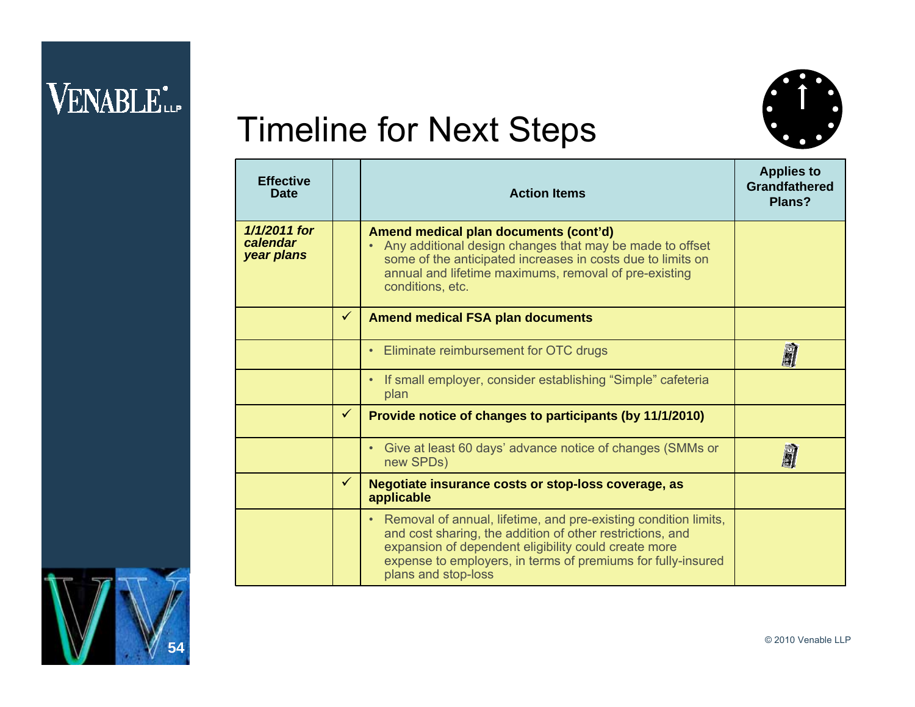# Timeline for Next Steps

| Effective Date | | Action Items | Applies to Grandfathered Plans? |
|---|---|---|---|
| ***1/1/2011 for calendar year plans*** | | **Amend medical plan documents (cont'd)**<br>• Any additional design changes that may be made to offset some of the anticipated increases in costs due to limits on annual and lifetime maximums, removal of pre-existing conditions, etc. | |
| | ✓ | **Amend medical FSA plan documents** | |
| | | • Eliminate reimbursement for OTC drugs | 🕰 |
| | | • If small employer, consider establishing "Simple" cafeteria plan | |
| | ✓ | **Provide notice of changes to participants (by 11/1/2010)** | |
| | | • Give at least 60 days' advance notice of changes (SMMs or new SPDs) | 🕰 |
| | ✓ | **Negotiate insurance costs or stop-loss coverage, as applicable** | |
| | | • Removal of annual, lifetime, and pre-existing condition limits, and cost sharing, the addition of other restrictions, and expansion of dependent eligibility could create more expense to employers, in terms of premiums for fully-insured plans and stop-loss | |

© 2010 Venable LLP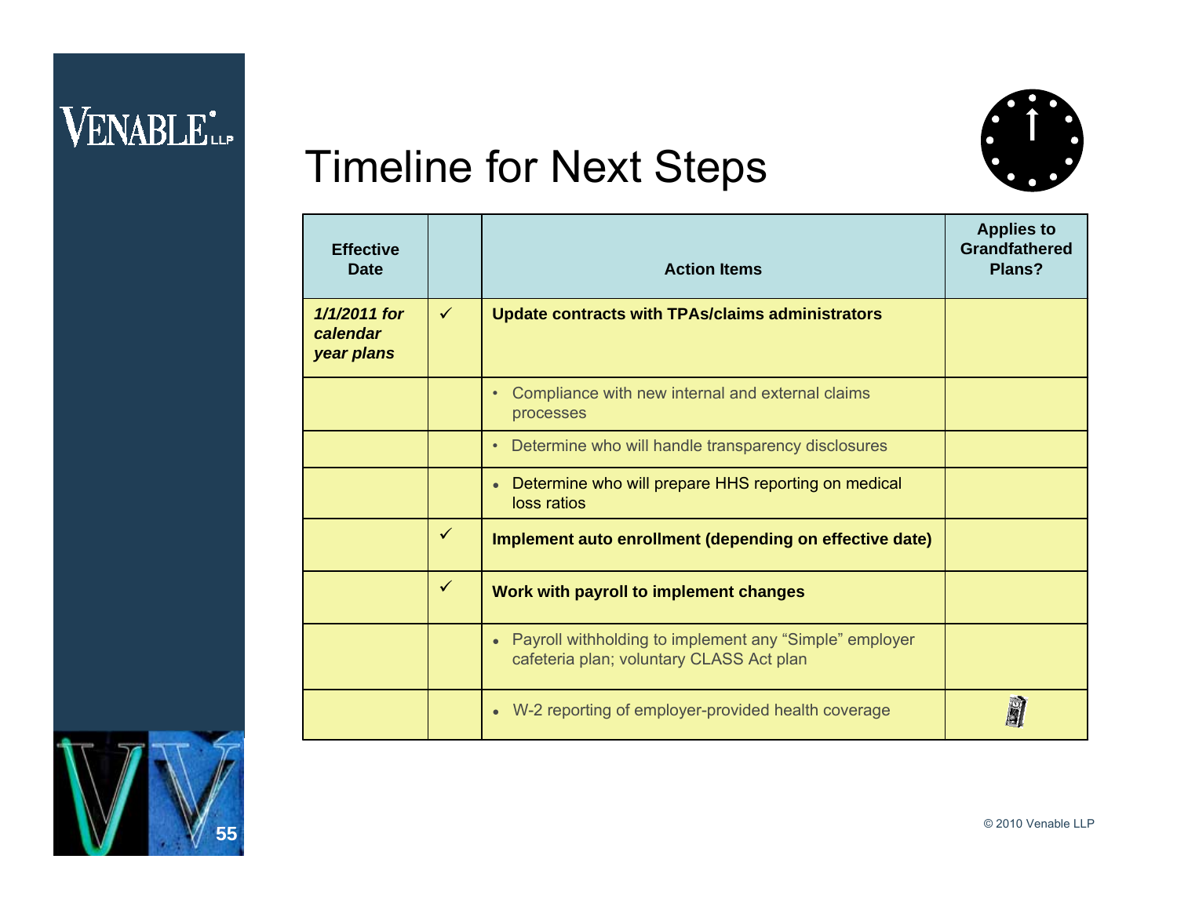# Timeline for Next Steps

| Effective Date | | Action Items | Applies to Grandfathered Plans? |
|---|---|---|---|
| *1/1/2011 for calendar year plans* | ✓ | **Update contracts with TPAs/claims administrators** | |
| | | • Compliance with new internal and external claims processes | |
| | | • Determine who will handle transparency disclosures | |
| | | • Determine who will prepare HHS reporting on medical loss ratios | |
| | ✓ | **Implement auto enrollment (depending on effective date)** | |
| | ✓ | **Work with payroll to implement changes** | |
| | | • Payroll withholding to implement any "Simple" employer cafeteria plan; voluntary CLASS Act plan | |
| | | • W-2 reporting of employer-provided health coverage | |

© 2010 Venable LLP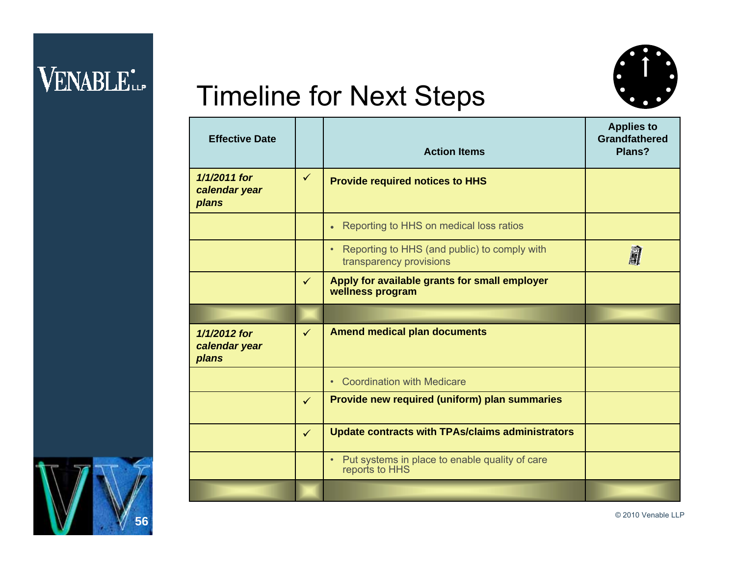# Timeline for Next Steps

| Effective Date | | Action Items | Applies to Grandfathered Plans? |
|---|---|---|---|
| ***1/1/2011 for calendar year plans*** | ✓ | **Provide required notices to HHS** | |
| | | • Reporting to HHS on medical loss ratios | |
| | | • Reporting to HHS (and public) to comply with transparency provisions | |
| | ✓ | **Apply for available grants for small employer wellness program** | |
| | | | |
| ***1/1/2012 for calendar year plans*** | ✓ | **Amend medical plan documents** | |
| | | • Coordination with Medicare | |
| | ✓ | **Provide new required (uniform) plan summaries** | |
| | ✓ | **Update contracts with TPAs/claims administrators** | |
| | | • Put systems in place to enable quality of care reports to HHS | |
| | | | |

© 2010 Venable LLP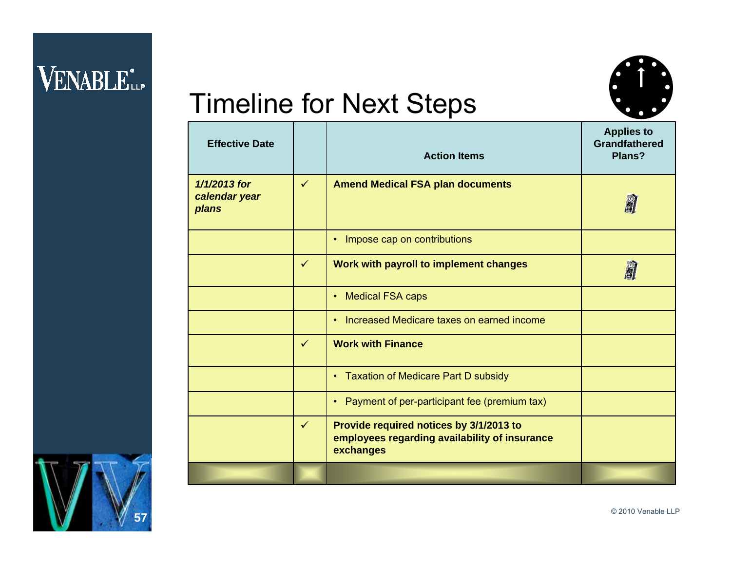# Timeline for Next Steps

| Effective Date | | Action Items | Applies to Grandfathered Plans? |
|---|---|---|---|
| ***1/1/2013 for calendar year plans*** | ✓ | **Amend Medical FSA plan documents** | |
| | | • Impose cap on contributions | |
| | ✓ | **Work with payroll to implement changes** | |
| | | • Medical FSA caps | |
| | | • Increased Medicare taxes on earned income | |
| | ✓ | **Work with Finance** | |
| | | • Taxation of Medicare Part D subsidy | |
| | | • Payment of per-participant fee (premium tax) | |
| | ✓ | **Provide required notices by 3/1/2013 to employees regarding availability of insurance exchanges** | |

© 2010 Venable LLP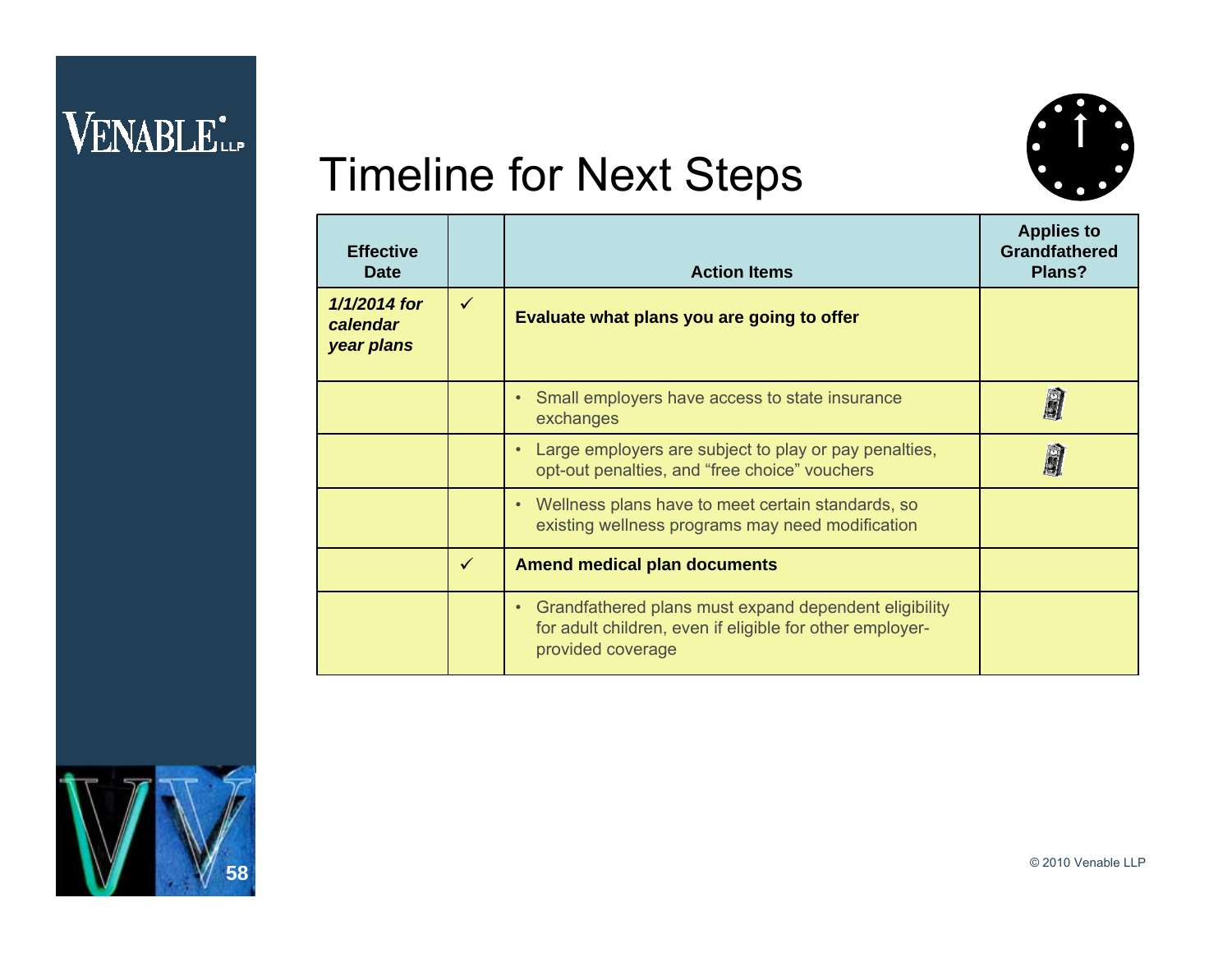# Timeline for Next Steps

| Effective Date | | Action Items | Applies to Grandfathered Plans? |
|---|---|---|---|
| *1/1/2014 for calendar year plans* | ✓ | **Evaluate what plans you are going to offer** | |
| | | • Small employers have access to state insurance exchanges | 🔒 |
| | | • Large employers are subject to play or pay penalties, opt-out penalties, and "free choice" vouchers | 🔒 |
| | | • Wellness plans have to meet certain standards, so existing wellness programs may need modification | |
| | ✓ | **Amend medical plan documents** | |
| | | • Grandfathered plans must expand dependent eligibility for adult children, even if eligible for other employer-provided coverage | |

© 2010 Venable LLP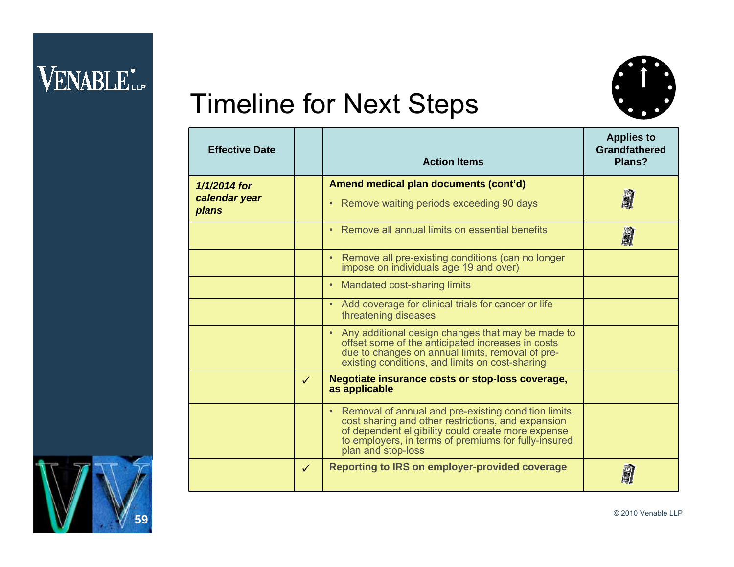# Timeline for Next Steps

| Effective Date | | Action Items | Applies to Grandfathered Plans? |
|---|---|---|---|
| ***1/1/2014 for calendar year plans*** | | **Amend medical plan documents (cont'd)**<br>• Remove waiting periods exceeding 90 days | ✓ |
| | | • Remove all annual limits on essential benefits | ✓ |
| | | • Remove all pre-existing conditions (can no longer impose on individuals age 19 and over) | |
| | | • Mandated cost-sharing limits | |
| | | • Add coverage for clinical trials for cancer or life threatening diseases | |
| | | • Any additional design changes that may be made to offset some of the anticipated increases in costs due to changes on annual limits, removal of pre-existing conditions, and limits on cost-sharing | |
| | ✓ | **Negotiate insurance costs or stop-loss coverage, as applicable** | |
| | | • Removal of annual and pre-existing condition limits, cost sharing and other restrictions, and expansion of dependent eligibility could create more expense to employers, in terms of premiums for fully-insured plan and stop-loss | |
| | ✓ | **Reporting to IRS on employer-provided coverage** | ✓ |

© 2010 Venable LLP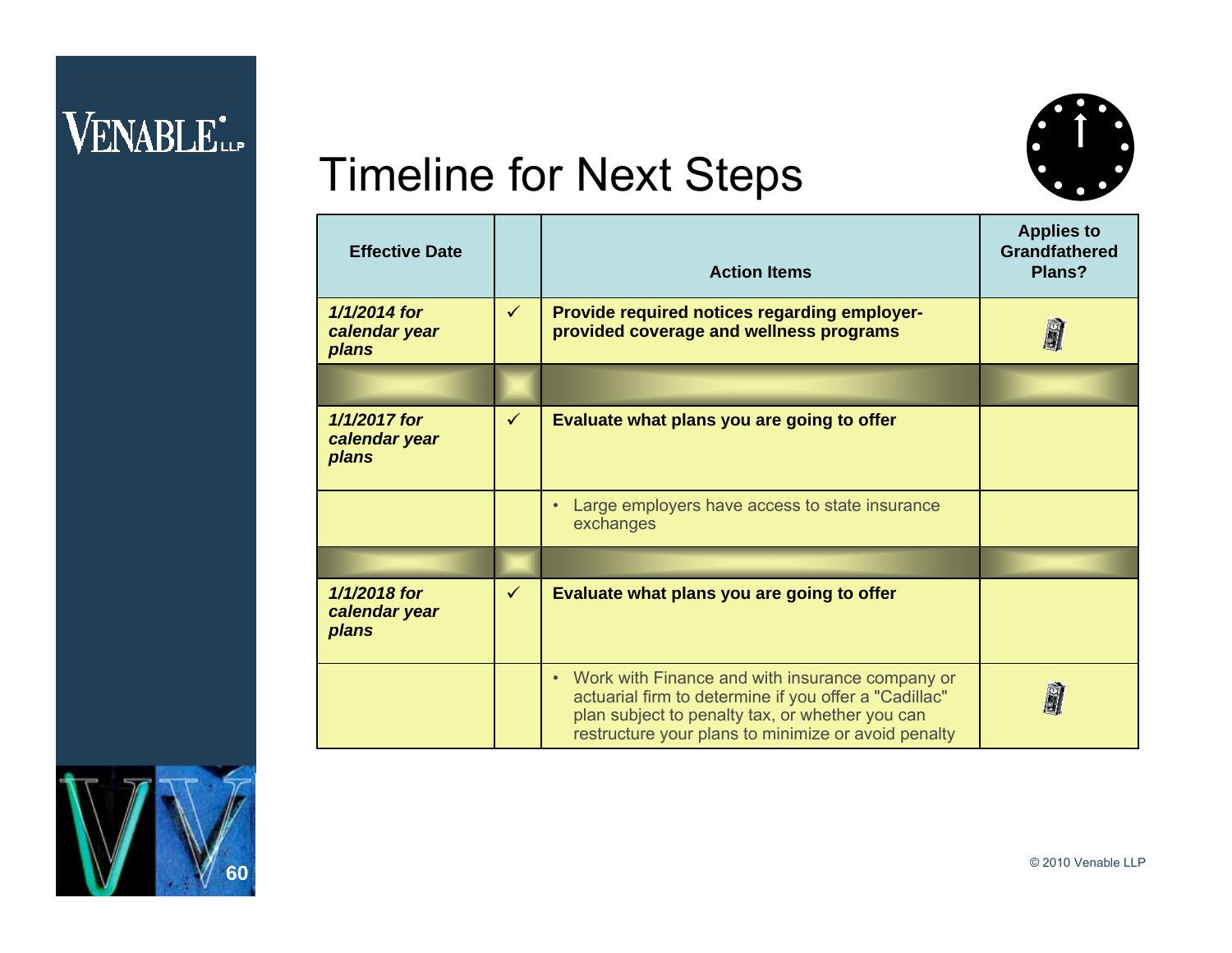# Timeline for Next Steps

| Effective Date | | Action Items | Applies to Grandfathered Plans? |
|---|---|---|---|
| ***1/1/2014 for calendar year plans*** | ✓ | **Provide required notices regarding employer-provided coverage and wellness programs** | |
| | | | |
| ***1/1/2017 for calendar year plans*** | ✓ | **Evaluate what plans you are going to offer** | |
| | | • Large employers have access to state insurance exchanges | |
| | | | |
| ***1/1/2018 for calendar year plans*** | ✓ | **Evaluate what plans you are going to offer** | |
| | | • Work with Finance and with insurance company or actuarial firm to determine if you offer a "Cadillac" plan subject to penalty tax, or whether you can restructure your plans to minimize or avoid penalty | |

© 2010 Venable LLP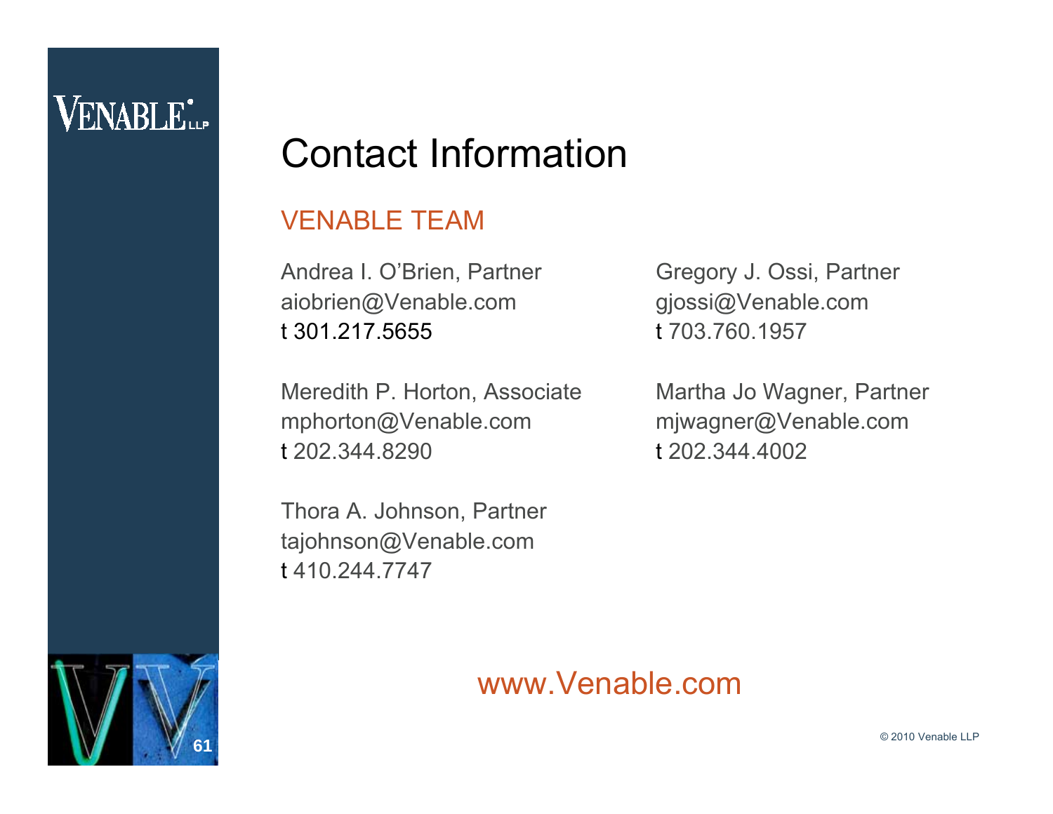# Contact Information

## VENABLE TEAM

Andrea I. O'Brien, Partner
aiobrien@Venable.com
t 301.217.5655

Meredith P. Horton, Associate
mphorton@Venable.com
t 202.344.8290

Thora A. Johnson, Partner
tajohnson@Venable.com
t 410.244.7747

Gregory J. Ossi, Partner
gjossi@Venable.com
t 703.760.1957

Martha Jo Wagner, Partner
mjwagner@Venable.com
t 202.344.4002

www.Venable.com

© 2010 Venable LLP